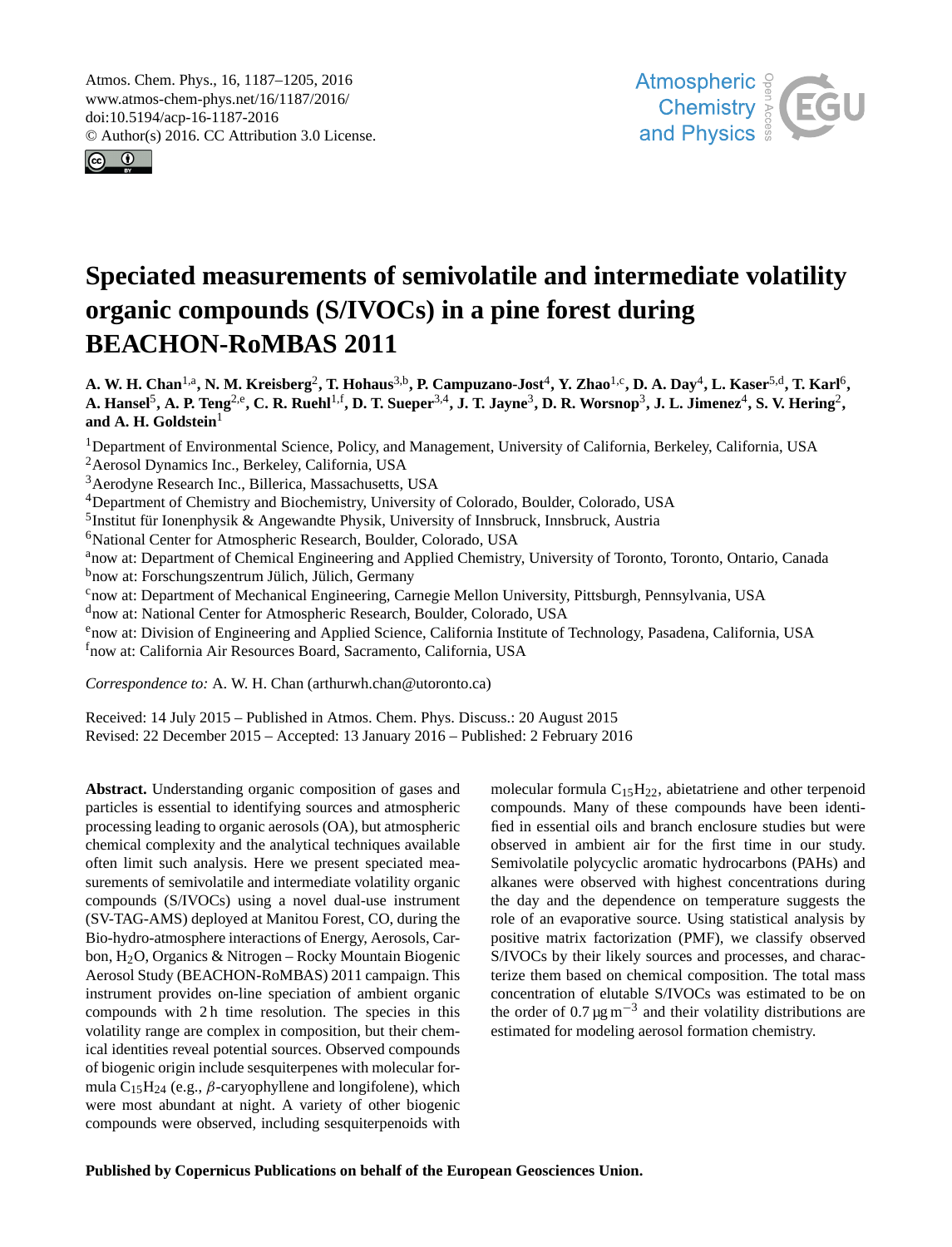# Speciated measurements of semivolatile and intermediate volatility organic compounds (S/IVOCs) in a pine forest during BEACHON-RoMBAS 2011

**A. W. H. Chan[1,a], N. M. Kreisberg[2], T. Hohaus[3,b], P. Campuzano-Jost[4], Y. Zhao[1,c], D. A. Day[4], L. Kaser[5,d], T. Karl[6], A. Hansel[5], A. P. Teng[2,e], C. R. Ruehl[1,f], D. T. Sueper[3,4], J. T. Jayne[3], D. R. Worsnop[3], J. L. Jimenez[4], S. V. Hering[2], and A. H. Goldstein[1]**

[1]Department of Environmental Science, Policy, and Management, University of California, Berkeley, California, USA
[2]Aerosol Dynamics Inc., Berkeley, California, USA
[3]Aerodyne Research Inc., Billerica, Massachusetts, USA
[4]Department of Chemistry and Biochemistry, University of Colorado, Boulder, Colorado, USA
[5]Institut für Ionenphysik & Angewandte Physik, University of Innsbruck, Innsbruck, Austria
[6]National Center for Atmospheric Research, Boulder, Colorado, USA
[a]now at: Department of Chemical Engineering and Applied Chemistry, University of Toronto, Toronto, Ontario, Canada
[b]now at: Forschungszentrum Jülich, Jülich, Germany
[c]now at: Department of Mechanical Engineering, Carnegie Mellon University, Pittsburgh, Pennsylvania, USA
[d]now at: National Center for Atmospheric Research, Boulder, Colorado, USA
[e]now at: Division of Engineering and Applied Science, California Institute of Technology, Pasadena, California, USA
[f]now at: California Air Resources Board, Sacramento, California, USA

*Correspondence to:* A. W. H. Chan (arthurwh.chan@utoronto.ca)

Received: 14 July 2015 – Published in Atmos. Chem. Phys. Discuss.: 20 August 2015
Revised: 22 December 2015 – Accepted: 13 January 2016 – Published: 2 February 2016

**Abstract.** Understanding organic composition of gases and particles is essential to identifying sources and atmospheric processing leading to organic aerosols (OA), but atmospheric chemical complexity and the analytical techniques available often limit such analysis. Here we present speciated measurements of semivolatile and intermediate volatility organic compounds (S/IVOCs) using a novel dual-use instrument (SV-TAG-AMS) deployed at Manitou Forest, CO, during the Bio-hydro-atmosphere interactions of Energy, Aerosols, Carbon, $H_2O$, Organics & Nitrogen – Rocky Mountain Biogenic Aerosol Study (BEACHON-RoMBAS) 2011 campaign. This instrument provides on-line speciation of ambient organic compounds with 2 h time resolution. The species in this volatility range are complex in composition, but their chemical identities reveal potential sources. Observed compounds of biogenic origin include sesquiterpenes with molecular formula $C_{15}H_{24}$ (e.g., $\beta$-caryophyllene and longifolene), which were most abundant at night. A variety of other biogenic compounds were observed, including sesquiterpenoids with molecular formula $C_{15}H_{22}$, abietatriene and other terpenoid compounds. Many of these compounds have been identified in essential oils and branch enclosure studies but were observed in ambient air for the first time in our study. Semivolatile polycyclic aromatic hydrocarbons (PAHs) and alkanes were observed with highest concentrations during the day and the dependence on temperature suggests the role of an evaporative source. Using statistical analysis by positive matrix factorization (PMF), we classify observed S/IVOCs by their likely sources and processes, and characterize them based on chemical composition. The total mass concentration of elutable S/IVOCs was estimated to be on the order of $0.7\,\mu g\,m^{-3}$ and their volatility distributions are estimated for modeling aerosol formation chemistry.

**Published by Copernicus Publications on behalf of the European Geosciences Union.**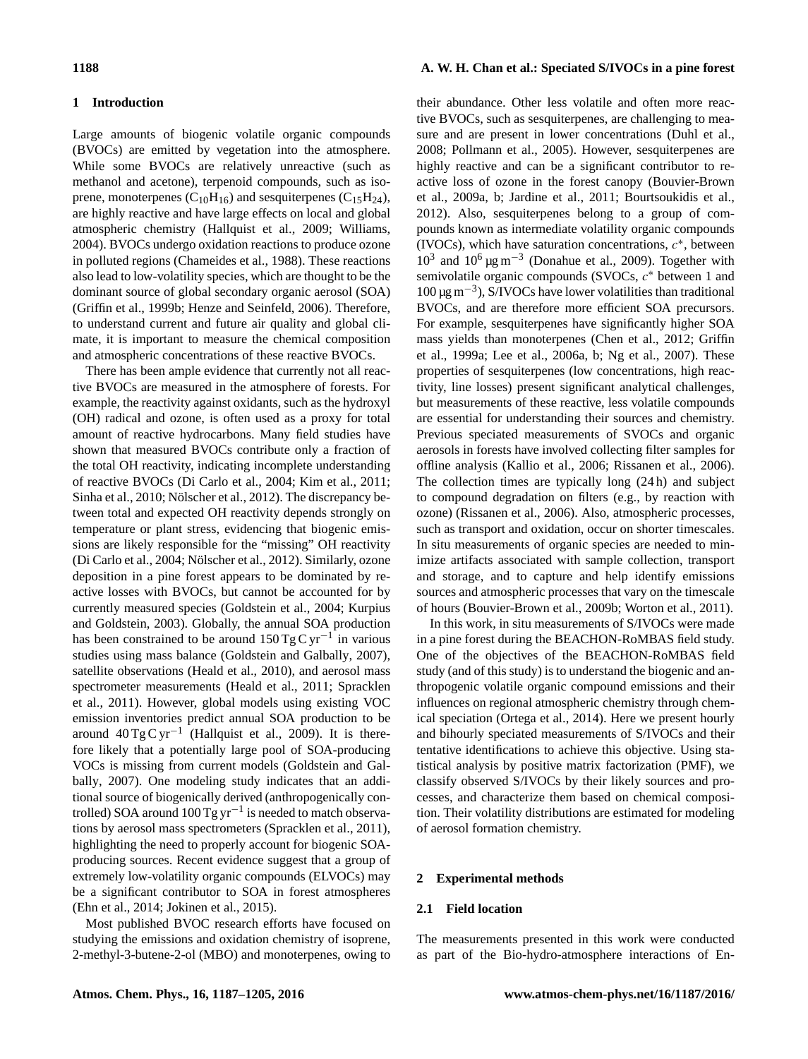## 1 Introduction

Large amounts of biogenic volatile organic compounds (BVOCs) are emitted by vegetation into the atmosphere. While some BVOCs are relatively unreactive (such as methanol and acetone), terpenoid compounds, such as isoprene, monoterpenes ($C_{10}H_{16}$) and sesquiterpenes ($C_{15}H_{24}$), are highly reactive and have large effects on local and global atmospheric chemistry (Hallquist et al., 2009; Williams, 2004). BVOCs undergo oxidation reactions to produce ozone in polluted regions (Chameides et al., 1988). These reactions also lead to low-volatility species, which are thought to be the dominant source of global secondary organic aerosol (SOA) (Griffin et al., 1999b; Henze and Seinfeld, 2006). Therefore, to understand current and future air quality and global climate, it is important to measure the chemical composition and atmospheric concentrations of these reactive BVOCs.

There has been ample evidence that currently not all reactive BVOCs are measured in the atmosphere of forests. For example, the reactivity against oxidants, such as the hydroxyl (OH) radical and ozone, is often used as a proxy for total amount of reactive hydrocarbons. Many field studies have shown that measured BVOCs contribute only a fraction of the total OH reactivity, indicating incomplete understanding of reactive BVOCs (Di Carlo et al., 2004; Kim et al., 2011; Sinha et al., 2010; Nölscher et al., 2012). The discrepancy between total and expected OH reactivity depends strongly on temperature or plant stress, evidencing that biogenic emissions are likely responsible for the "missing" OH reactivity (Di Carlo et al., 2004; Nölscher et al., 2012). Similarly, ozone deposition in a pine forest appears to be dominated by reactive losses with BVOCs, but cannot be accounted for by currently measured species (Goldstein et al., 2004; Kurpius and Goldstein, 2003). Globally, the annual SOA production has been constrained to be around $150\,\mathrm{Tg\,C\,yr^{-1}}$ in various studies using mass balance (Goldstein and Galbally, 2007), satellite observations (Heald et al., 2010), and aerosol mass spectrometer measurements (Heald et al., 2011; Spracklen et al., 2011). However, global models using existing VOC emission inventories predict annual SOA production to be around $40\,\mathrm{Tg\,C\,yr^{-1}}$ (Hallquist et al., 2009). It is therefore likely that a potentially large pool of SOA-producing VOCs is missing from current models (Goldstein and Galbally, 2007). One modeling study indicates that an additional source of biogenically derived (anthropogenically controlled) SOA around $100\,\mathrm{Tg\,yr^{-1}}$ is needed to match observations by aerosol mass spectrometers (Spracklen et al., 2011), highlighting the need to properly account for biogenic SOA-producing sources. Recent evidence suggest that a group of extremely low-volatility organic compounds (ELVOCs) may be a significant contributor to SOA in forest atmospheres (Ehn et al., 2014; Jokinen et al., 2015).

Most published BVOC research efforts have focused on studying the emissions and oxidation chemistry of isoprene, 2-methyl-3-butene-2-ol (MBO) and monoterpenes, owing to their abundance. Other less volatile and often more reactive BVOCs, such as sesquiterpenes, are challenging to measure and are present in lower concentrations (Duhl et al., 2008; Pollmann et al., 2005). However, sesquiterpenes are highly reactive and can be a significant contributor to reactive loss of ozone in the forest canopy (Bouvier-Brown et al., 2009a, b; Jardine et al., 2011; Bourtsoukidis et al., 2012). Also, sesquiterpenes belong to a group of compounds known as intermediate volatility organic compounds (IVOCs), which have saturation concentrations, $c^*$, between $10^3$ and $10^6\,\mathrm{\mu g\,m^{-3}}$ (Donahue et al., 2009). Together with semivolatile organic compounds (SVOCs, $c^*$ between 1 and $100\,\mathrm{\mu g\,m^{-3}}$), S/IVOCs have lower volatilities than traditional BVOCs, and are therefore more efficient SOA precursors. For example, sesquiterpenes have significantly higher SOA mass yields than monoterpenes (Chen et al., 2012; Griffin et al., 1999a; Lee et al., 2006a, b; Ng et al., 2007). These properties of sesquiterpenes (low concentrations, high reactivity, line losses) present significant analytical challenges, but measurements of these reactive, less volatile compounds are essential for understanding their sources and chemistry. Previous speciated measurements of SVOCs and organic aerosols in forests have involved collecting filter samples for offline analysis (Kallio et al., 2006; Rissanen et al., 2006). The collection times are typically long (24 h) and subject to compound degradation on filters (e.g., by reaction with ozone) (Rissanen et al., 2006). Also, atmospheric processes, such as transport and oxidation, occur on shorter timescales. In situ measurements of organic species are needed to minimize artifacts associated with sample collection, transport and storage, and to capture and help identify emissions sources and atmospheric processes that vary on the timescale of hours (Bouvier-Brown et al., 2009b; Worton et al., 2011).

In this work, in situ measurements of S/IVOCs were made in a pine forest during the BEACHON-RoMBAS field study. One of the objectives of the BEACHON-RoMBAS field study (and of this study) is to understand the biogenic and anthropogenic volatile organic compound emissions and their influences on regional atmospheric chemistry through chemical speciation (Ortega et al., 2014). Here we present hourly and bihourly speciated measurements of S/IVOCs and their tentative identifications to achieve this objective. Using statistical analysis by positive matrix factorization (PMF), we classify observed S/IVOCs by their likely sources and processes, and characterize them based on chemical composition. Their volatility distributions are estimated for modeling of aerosol formation chemistry.

## 2 Experimental methods

### 2.1 Field location

The measurements presented in this work were conducted as part of the Bio-hydro-atmosphere interactions of En-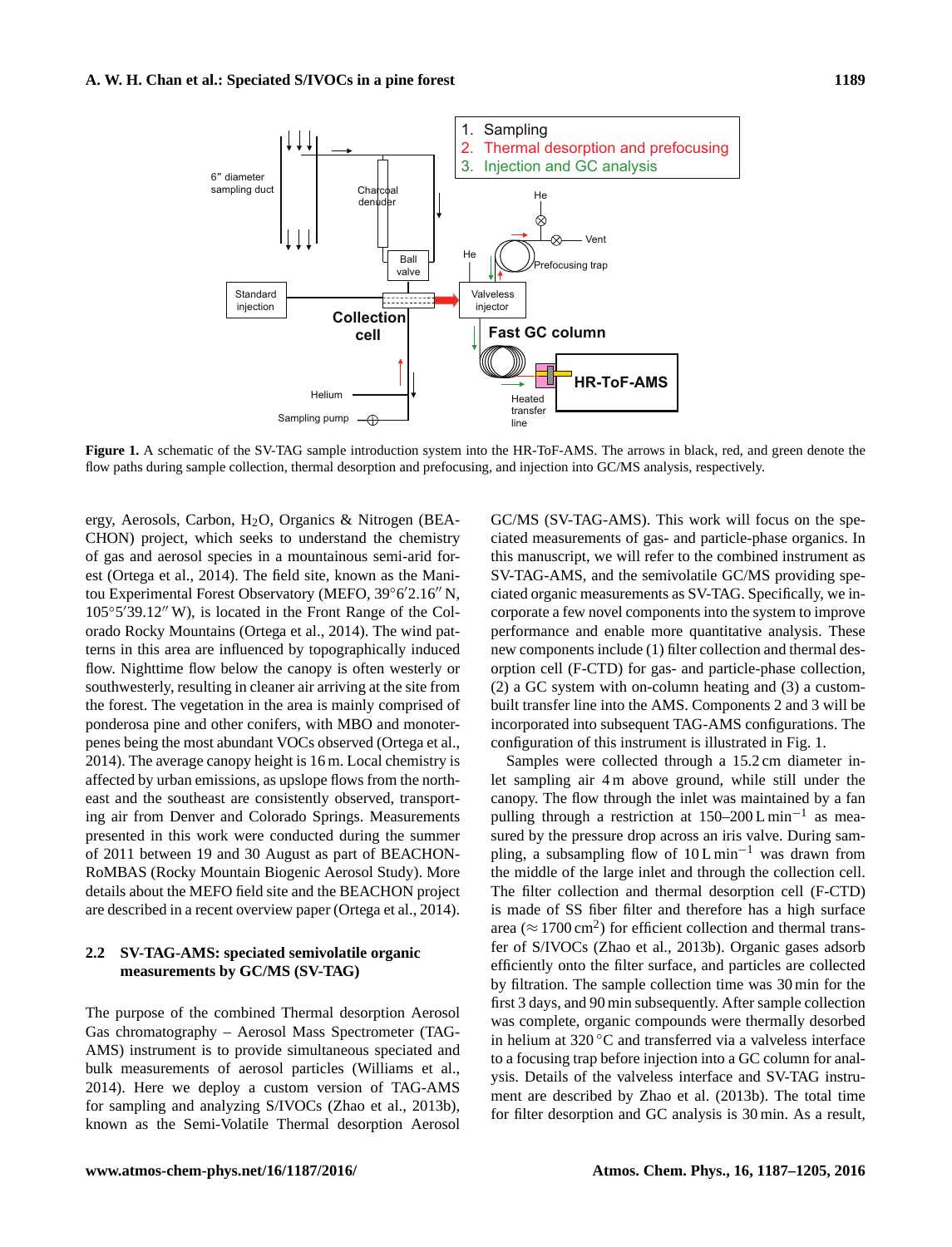**Figure 1.** A schematic of the SV-TAG sample introduction system into the HR-ToF-AMS. The arrows in black, red, and green denote the flow paths during sample collection, thermal desorption and prefocusing, and injection into GC/MS analysis, respectively.

ergy, Aerosols, Carbon, $H_2O$, Organics & Nitrogen (BEACHON) project, which seeks to understand the chemistry of gas and aerosol species in a mountainous semi-arid forest (Ortega et al., 2014). The field site, known as the Manitou Experimental Forest Observatory (MEFO, 39°6′2.16″ N, 105°5′39.12″ W), is located in the Front Range of the Colorado Rocky Mountains (Ortega et al., 2014). The wind patterns in this area are influenced by topographically induced flow. Nighttime flow below the canopy is often westerly or southwesterly, resulting in cleaner air arriving at the site from the forest. The vegetation in the area is mainly comprised of ponderosa pine and other conifers, with MBO and monoterpenes being the most abundant VOCs observed (Ortega et al., 2014). The average canopy height is 16 m. Local chemistry is affected by urban emissions, as upslope flows from the northeast and the southeast are consistently observed, transporting air from Denver and Colorado Springs. Measurements presented in this work were conducted during the summer of 2011 between 19 and 30 August as part of BEACHON-RoMBAS (Rocky Mountain Biogenic Aerosol Study). More details about the MEFO field site and the BEACHON project are described in a recent overview paper (Ortega et al., 2014).

### 2.2 SV-TAG-AMS: speciated semivolatile organic measurements by GC/MS (SV-TAG)

The purpose of the combined Thermal desorption Aerosol Gas chromatography – Aerosol Mass Spectrometer (TAG-AMS) instrument is to provide simultaneous speciated and bulk measurements of aerosol particles (Williams et al., 2014). Here we deploy a custom version of TAG-AMS for sampling and analyzing S/IVOCs (Zhao et al., 2013b), known as the Semi-Volatile Thermal desorption Aerosol GC/MS (SV-TAG-AMS). This work will focus on the speciated measurements of gas- and particle-phase organics. In this manuscript, we will refer to the combined instrument as SV-TAG-AMS, and the semivolatile GC/MS providing speciated organic measurements as SV-TAG. Specifically, we incorporate a few novel components into the system to improve performance and enable more quantitative analysis. These new components include (1) filter collection and thermal desorption cell (F-CTD) for gas- and particle-phase collection, (2) a GC system with on-column heating and (3) a custom-built transfer line into the AMS. Components 2 and 3 will be incorporated into subsequent TAG-AMS configurations. The configuration of this instrument is illustrated in Fig. 1.

Samples were collected through a 15.2 cm diameter inlet sampling air 4 m above ground, while still under the canopy. The flow through the inlet was maintained by a fan pulling through a restriction at 150–200 L $min^{-1}$ as measured by the pressure drop across an iris valve. During sampling, a subsampling flow of 10 L $min^{-1}$ was drawn from the middle of the large inlet and through the collection cell. The filter collection and thermal desorption cell (F-CTD) is made of SS fiber filter and therefore has a high surface area ($\approx$ 1700 $cm^2$) for efficient collection and thermal transfer of S/IVOCs (Zhao et al., 2013b). Organic gases adsorb efficiently onto the filter surface, and particles are collected by filtration. The sample collection time was 30 min for the first 3 days, and 90 min subsequently. After sample collection was complete, organic compounds were thermally desorbed in helium at 320 °C and transferred via a valveless interface to a focusing trap before injection into a GC column for analysis. Details of the valveless interface and SV-TAG instrument are described by Zhao et al. (2013b). The total time for filter desorption and GC analysis is 30 min. As a result,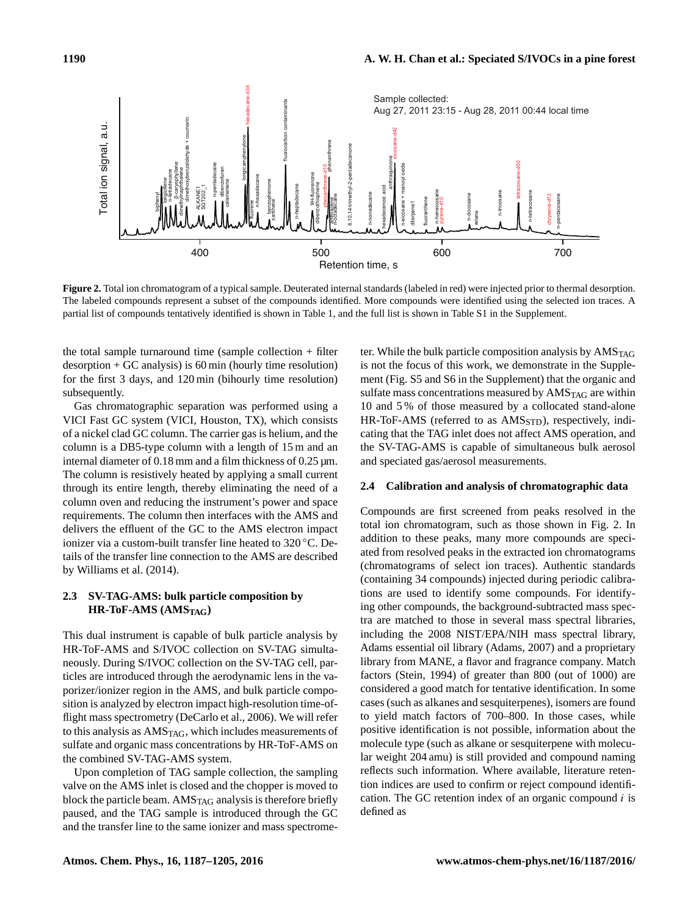**Figure 2.** Total ion chromatogram of a typical sample. Deuterated internal standards (labeled in red) were injected prior to thermal desorption. The labeled compounds represent a subset of the compounds identified. More compounds were identified using the selected ion traces. A partial list of compounds tentatively identified is shown in Table 1, and the full list is shown in Table S1 in the Supplement.

the total sample turnaround time (sample collection + filter desorption + GC analysis) is 60 min (hourly time resolution) for the first 3 days, and 120 min (bihourly time resolution) subsequently.

Gas chromatographic separation was performed using a VICI Fast GC system (VICI, Houston, TX), which consists of a nickel clad GC column. The carrier gas is helium, and the column is a DB5-type column with a length of 15 m and an internal diameter of 0.18 mm and a film thickness of 0.25 µm. The column is resistively heated by applying a small current through its entire length, thereby eliminating the need of a column oven and reducing the instrument's power and space requirements. The column then interfaces with the AMS and delivers the effluent of the GC to the AMS electron impact ionizer via a custom-built transfer line heated to 320 °C. Details of the transfer line connection to the AMS are described by Williams et al. (2014).

### 2.3 SV-TAG-AMS: bulk particle composition by HR-ToF-AMS ($AMS_{TAG}$)

This dual instrument is capable of bulk particle analysis by HR-ToF-AMS and S/IVOC collection on SV-TAG simultaneously. During S/IVOC collection on the SV-TAG cell, particles are introduced through the aerodynamic lens in the vaporizer/ionizer region in the AMS, and bulk particle composition is analyzed by electron impact high-resolution time-of-flight mass spectrometry (DeCarlo et al., 2006). We will refer to this analysis as $AMS_{TAG}$, which includes measurements of sulfate and organic mass concentrations by HR-ToF-AMS on the combined SV-TAG-AMS system.

Upon completion of TAG sample collection, the sampling valve on the AMS inlet is closed and the chopper is moved to block the particle beam. $AMS_{TAG}$ analysis is therefore briefly paused, and the TAG sample is introduced through the GC and the transfer line to the same ionizer and mass spectrometer. While the bulk particle composition analysis by $AMS_{TAG}$ is not the focus of this work, we demonstrate in the Supplement (Fig. S5 and S6 in the Supplement) that the organic and sulfate mass concentrations measured by $AMS_{TAG}$ are within 10 and 5 % of those measured by a collocated stand-alone HR-ToF-AMS (referred to as $AMS_{STD}$), respectively, indicating that the TAG inlet does not affect AMS operation, and the SV-TAG-AMS is capable of simultaneous bulk aerosol and speciated gas/aerosol measurements.

### 2.4 Calibration and analysis of chromatographic data

Compounds are first screened from peaks resolved in the total ion chromatogram, such as those shown in Fig. 2. In addition to these peaks, many more compounds are speciated from resolved peaks in the extracted ion chromatograms (chromatograms of select ion traces). Authentic standards (containing 34 compounds) injected during periodic calibrations are used to identify some compounds. For identifying other compounds, the background-subtracted mass spectra are matched to those in several mass spectral libraries, including the 2008 NIST/EPA/NIH mass spectral library, Adams essential oil library (Adams, 2007) and a proprietary library from MANE, a flavor and fragrance company. Match factors (Stein, 1994) of greater than 800 (out of 1000) are considered a good match for tentative identification. In some cases (such as alkanes and sesquiterpenes), isomers are found to yield match factors of 700–800. In those cases, while positive identification is not possible, information about the molecule type (such as alkane or sesquiterpene with molecular weight 204 amu) is still provided and compound naming reflects such information. Where available, literature retention indices are used to confirm or reject compound identification. The GC retention index of an organic compound $i$ is defined as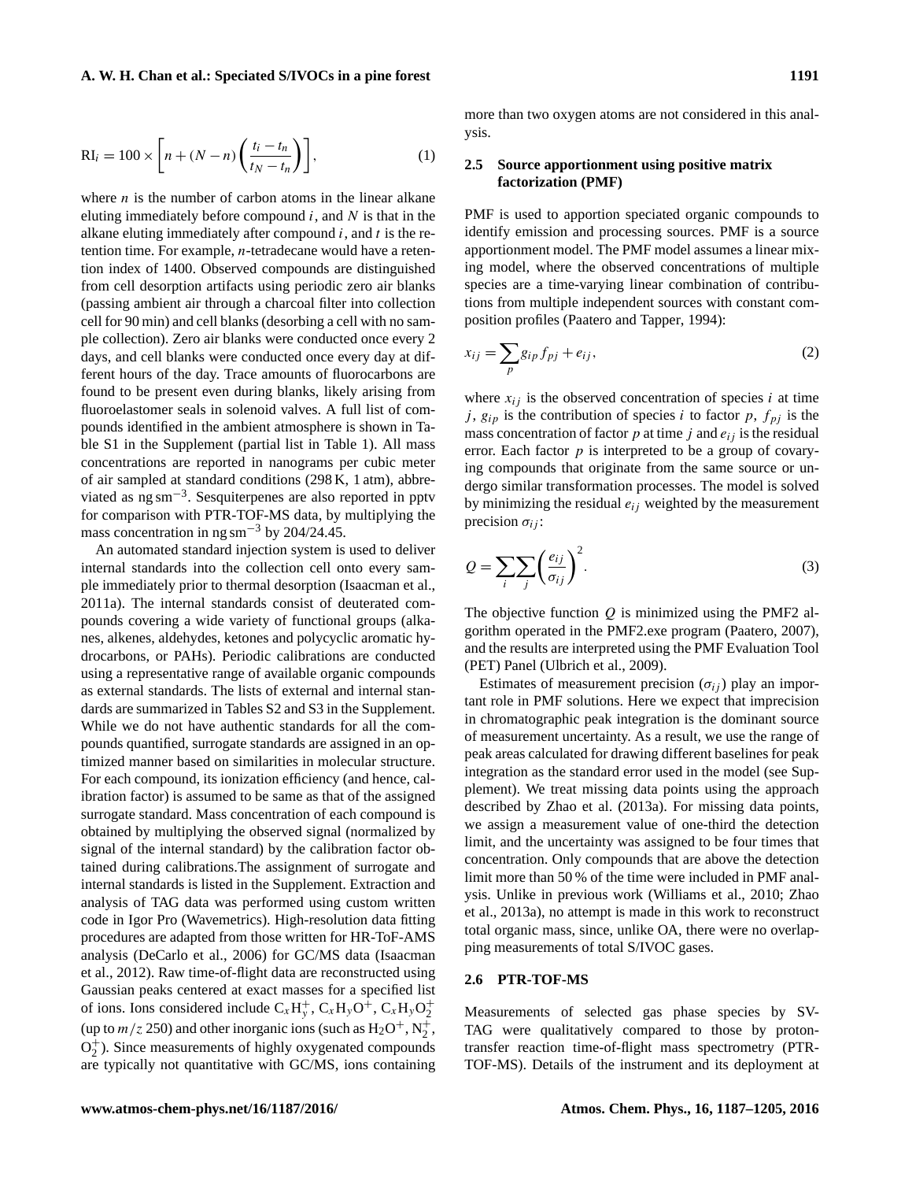$$\mathrm{RI}_i = 100 \times \left[ n + (N-n) \left( \frac{t_i - t_n}{t_N - t_n} \right) \right], \tag{1}$$

where $n$ is the number of carbon atoms in the linear alkane eluting immediately before compound $i$, and $N$ is that in the alkane eluting immediately after compound $i$, and $t$ is the retention time. For example, $n$-tetradecane would have a retention index of 1400. Observed compounds are distinguished from cell desorption artifacts using periodic zero air blanks (passing ambient air through a charcoal filter into collection cell for 90 min) and cell blanks (desorbing a cell with no sample collection). Zero air blanks were conducted once every 2 days, and cell blanks were conducted once every day at different hours of the day. Trace amounts of fluorocarbons are found to be present even during blanks, likely arising from fluoroelastomer seals in solenoid valves. A full list of compounds identified in the ambient atmosphere is shown in Table S1 in the Supplement (partial list in Table 1). All mass concentrations are reported in nanograms per cubic meter of air sampled at standard conditions (298 K, 1 atm), abbreviated as $\mathrm{ng\,sm^{-3}}$. Sesquiterpenes are also reported in pptv for comparison with PTR-TOF-MS data, by multiplying the mass concentration in $\mathrm{ng\,sm^{-3}}$ by 204/24.45.

An automated standard injection system is used to deliver internal standards into the collection cell onto every sample immediately prior to thermal desorption (Isaacman et al., 2011a). The internal standards consist of deuterated compounds covering a wide variety of functional groups (alkanes, alkenes, aldehydes, ketones and polycyclic aromatic hydrocarbons, or PAHs). Periodic calibrations are conducted using a representative range of available organic compounds as external standards. The lists of external and internal standards are summarized in Tables S2 and S3 in the Supplement. While we do not have authentic standards for all the compounds quantified, surrogate standards are assigned in an optimized manner based on similarities in molecular structure. For each compound, its ionization efficiency (and hence, calibration factor) is assumed to be same as that of the assigned surrogate standard. Mass concentration of each compound is obtained by multiplying the observed signal (normalized by signal of the internal standard) by the calibration factor obtained during calibrations.The assignment of surrogate and internal standards is listed in the Supplement. Extraction and analysis of TAG data was performed using custom written code in Igor Pro (Wavemetrics). High-resolution data fitting procedures are adapted from those written for HR-ToF-AMS analysis (DeCarlo et al., 2006) for GC/MS data (Isaacman et al., 2012). Raw time-of-flight data are reconstructed using Gaussian peaks centered at exact masses for a specified list of ions. Ions considered include $\mathrm{C}_x\mathrm{H}_y^+$, $\mathrm{C}_x\mathrm{H}_y\mathrm{O}^+$, $\mathrm{C}_x\mathrm{H}_y\mathrm{O}_2^+$ (up to $m/z$ 250) and other inorganic ions (such as $\mathrm{H_2O^+}$, $\mathrm{N_2^+}$, $\mathrm{O_2^+}$). Since measurements of highly oxygenated compounds are typically not quantitative with GC/MS, ions containing more than two oxygen atoms are not considered in this analysis.

### 2.5 Source apportionment using positive matrix factorization (PMF)

PMF is used to apportion speciated organic compounds to identify emission and processing sources. PMF is a source apportionment model. The PMF model assumes a linear mixing model, where the observed concentrations of multiple species are a time-varying linear combination of contributions from multiple independent sources with constant composition profiles (Paatero and Tapper, 1994):

$$x_{ij} = \sum_p g_{ip} f_{pj} + e_{ij}, \tag{2}$$

where $x_{ij}$ is the observed concentration of species $i$ at time $j$, $g_{ip}$ is the contribution of species $i$ to factor $p$, $f_{pj}$ is the mass concentration of factor $p$ at time $j$ and $e_{ij}$ is the residual error. Each factor $p$ is interpreted to be a group of covarying compounds that originate from the same source or undergo similar transformation processes. The model is solved by minimizing the residual $e_{ij}$ weighted by the measurement precision $\sigma_{ij}$:

$$Q = \sum_i \sum_j \left( \frac{e_{ij}}{\sigma_{ij}} \right)^2. \tag{3}$$

The objective function $Q$ is minimized using the PMF2 algorithm operated in the PMF2.exe program (Paatero, 2007), and the results are interpreted using the PMF Evaluation Tool (PET) Panel (Ulbrich et al., 2009).

Estimates of measurement precision ($\sigma_{ij}$) play an important role in PMF solutions. Here we expect that imprecision in chromatographic peak integration is the dominant source of measurement uncertainty. As a result, we use the range of peak areas calculated for drawing different baselines for peak integration as the standard error used in the model (see Supplement). We treat missing data points using the approach described by Zhao et al. (2013a). For missing data points, we assign a measurement value of one-third the detection limit, and the uncertainty was assigned to be four times that concentration. Only compounds that are above the detection limit more than 50 % of the time were included in PMF analysis. Unlike in previous work (Williams et al., 2010; Zhao et al., 2013a), no attempt is made in this work to reconstruct total organic mass, since, unlike OA, there were no overlapping measurements of total S/IVOC gases.

### 2.6 PTR-TOF-MS

Measurements of selected gas phase species by SV-TAG were qualitatively compared to those by proton-transfer reaction time-of-flight mass spectrometry (PTR-TOF-MS). Details of the instrument and its deployment at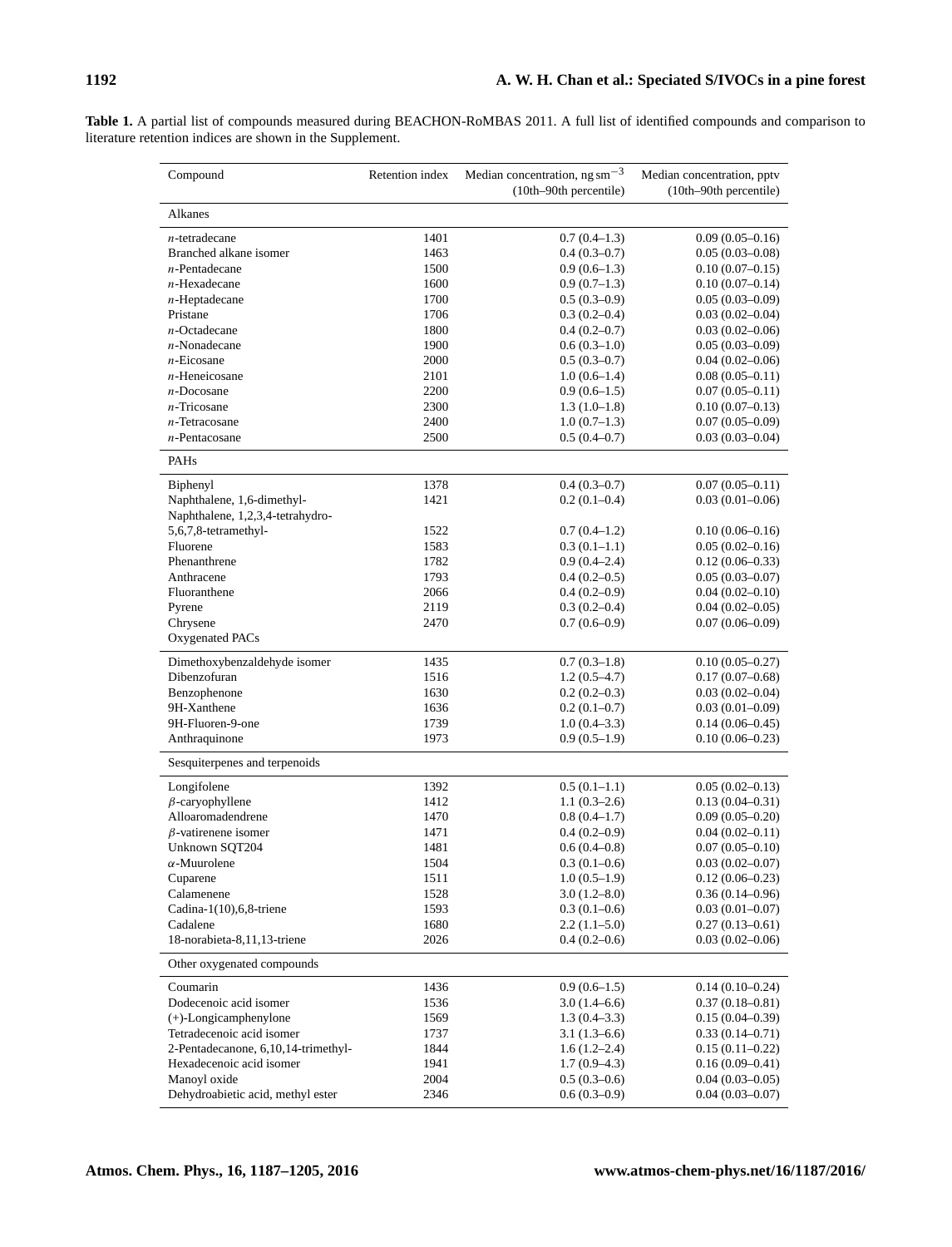**Table 1.** A partial list of compounds measured during BEACHON-RoMBAS 2011. A full list of identified compounds and comparison to literature retention indices are shown in the Supplement.

| Compound | Retention index | Median concentration, ng $sm^{-3}$ (10th–90th percentile) | Median concentration, pptv (10th–90th percentile) |
|---|---|---|---|
| **Alkanes** | | | |
| *n*-tetradecane | 1401 | 0.7 (0.4–1.3) | 0.09 (0.05–0.16) |
| Branched alkane isomer | 1463 | 0.4 (0.3–0.7) | 0.05 (0.03–0.08) |
| *n*-Pentadecane | 1500 | 0.9 (0.6–1.3) | 0.10 (0.07–0.15) |
| *n*-Hexadecane | 1600 | 0.9 (0.7–1.3) | 0.10 (0.07–0.14) |
| *n*-Heptadecane | 1700 | 0.5 (0.3–0.9) | 0.05 (0.03–0.09) |
| Pristane | 1706 | 0.3 (0.2–0.4) | 0.03 (0.02–0.04) |
| *n*-Octadecane | 1800 | 0.4 (0.2–0.7) | 0.03 (0.02–0.06) |
| *n*-Nonadecane | 1900 | 0.6 (0.3–1.0) | 0.05 (0.03–0.09) |
| *n*-Eicosane | 2000 | 0.5 (0.3–0.7) | 0.04 (0.02–0.06) |
| *n*-Heneicosane | 2101 | 1.0 (0.6–1.4) | 0.08 (0.05–0.11) |
| *n*-Docosane | 2200 | 0.9 (0.6–1.5) | 0.07 (0.05–0.11) |
| *n*-Tricosane | 2300 | 1.3 (1.0–1.8) | 0.10 (0.07–0.13) |
| *n*-Tetracosane | 2400 | 1.0 (0.7–1.3) | 0.07 (0.05–0.09) |
| *n*-Pentacosane | 2500 | 0.5 (0.4–0.7) | 0.03 (0.03–0.04) |
| **PAHs** | | | |
| Biphenyl | 1378 | 0.4 (0.3–0.7) | 0.07 (0.05–0.11) |
| Naphthalene, 1,6-dimethyl- | 1421 | 0.2 (0.1–0.4) | 0.03 (0.01–0.06) |
| Naphthalene, 1,2,3,4-tetrahydro-5,6,7,8-tetramethyl- | 1522 | 0.7 (0.4–1.2) | 0.10 (0.06–0.16) |
| Fluorene | 1583 | 0.3 (0.1–1.1) | 0.05 (0.02–0.16) |
| Phenanthrene | 1782 | 0.9 (0.4–2.4) | 0.12 (0.06–0.33) |
| Anthracene | 1793 | 0.4 (0.2–0.5) | 0.05 (0.03–0.07) |
| Fluoranthene | 2066 | 0.4 (0.2–0.9) | 0.04 (0.02–0.10) |
| Pyrene | 2119 | 0.3 (0.2–0.4) | 0.04 (0.02–0.05) |
| Chrysene | 2470 | 0.7 (0.6–0.9) | 0.07 (0.06–0.09) |
| **Oxygenated PACs** | | | |
| Dimethoxybenzaldehyde isomer | 1435 | 0.7 (0.3–1.8) | 0.10 (0.05–0.27) |
| Dibenzofuran | 1516 | 1.2 (0.5–4.7) | 0.17 (0.07–0.68) |
| Benzophenone | 1630 | 0.2 (0.2–0.3) | 0.03 (0.02–0.04) |
| 9H-Xanthene | 1636 | 0.2 (0.1–0.7) | 0.03 (0.01–0.09) |
| 9H-Fluoren-9-one | 1739 | 1.0 (0.4–3.3) | 0.14 (0.06–0.45) |
| Anthraquinone | 1973 | 0.9 (0.5–1.9) | 0.10 (0.06–0.23) |
| **Sesquiterpenes and terpenoids** | | | |
| Longifolene | 1392 | 0.5 (0.1–1.1) | 0.05 (0.02–0.13) |
| $\beta$-caryophyllene | 1412 | 1.1 (0.3–2.6) | 0.13 (0.04–0.31) |
| Alloaromadendrene | 1470 | 0.8 (0.4–1.7) | 0.09 (0.05–0.20) |
| $\beta$-vatirenene isomer | 1471 | 0.4 (0.2–0.9) | 0.04 (0.02–0.11) |
| Unknown SQT204 | 1481 | 0.6 (0.4–0.8) | 0.07 (0.05–0.10) |
| $\alpha$-Muurolene | 1504 | 0.3 (0.1–0.6) | 0.03 (0.02–0.07) |
| Cuparene | 1511 | 1.0 (0.5–1.9) | 0.12 (0.06–0.23) |
| Calamenene | 1528 | 3.0 (1.2–8.0) | 0.36 (0.14–0.96) |
| Cadina-1(10),6,8-triene | 1593 | 0.3 (0.1–0.6) | 0.03 (0.01–0.07) |
| Cadalene | 1680 | 2.2 (1.1–5.0) | 0.27 (0.13–0.61) |
| 18-norabieta-8,11,13-triene | 2026 | 0.4 (0.2–0.6) | 0.03 (0.02–0.06) |
| **Other oxygenated compounds** | | | |
| Coumarin | 1436 | 0.9 (0.6–1.5) | 0.14 (0.10–0.24) |
| Dodecenoic acid isomer | 1536 | 3.0 (1.4–6.6) | 0.37 (0.18–0.81) |
| (+)-Longicamphenylone | 1569 | 1.3 (0.4–3.3) | 0.15 (0.04–0.39) |
| Tetradecenoic acid isomer | 1737 | 3.1 (1.3–6.6) | 0.33 (0.14–0.71) |
| 2-Pentadecanone, 6,10,14-trimethyl- | 1844 | 1.6 (1.2–2.4) | 0.15 (0.11–0.22) |
| Hexadecenoic acid isomer | 1941 | 1.7 (0.9–4.3) | 0.16 (0.09–0.41) |
| Manoyl oxide | 2004 | 0.5 (0.3–0.6) | 0.04 (0.03–0.05) |
| Dehydroabietic acid, methyl ester | 2346 | 0.6 (0.3–0.9) | 0.04 (0.03–0.07) |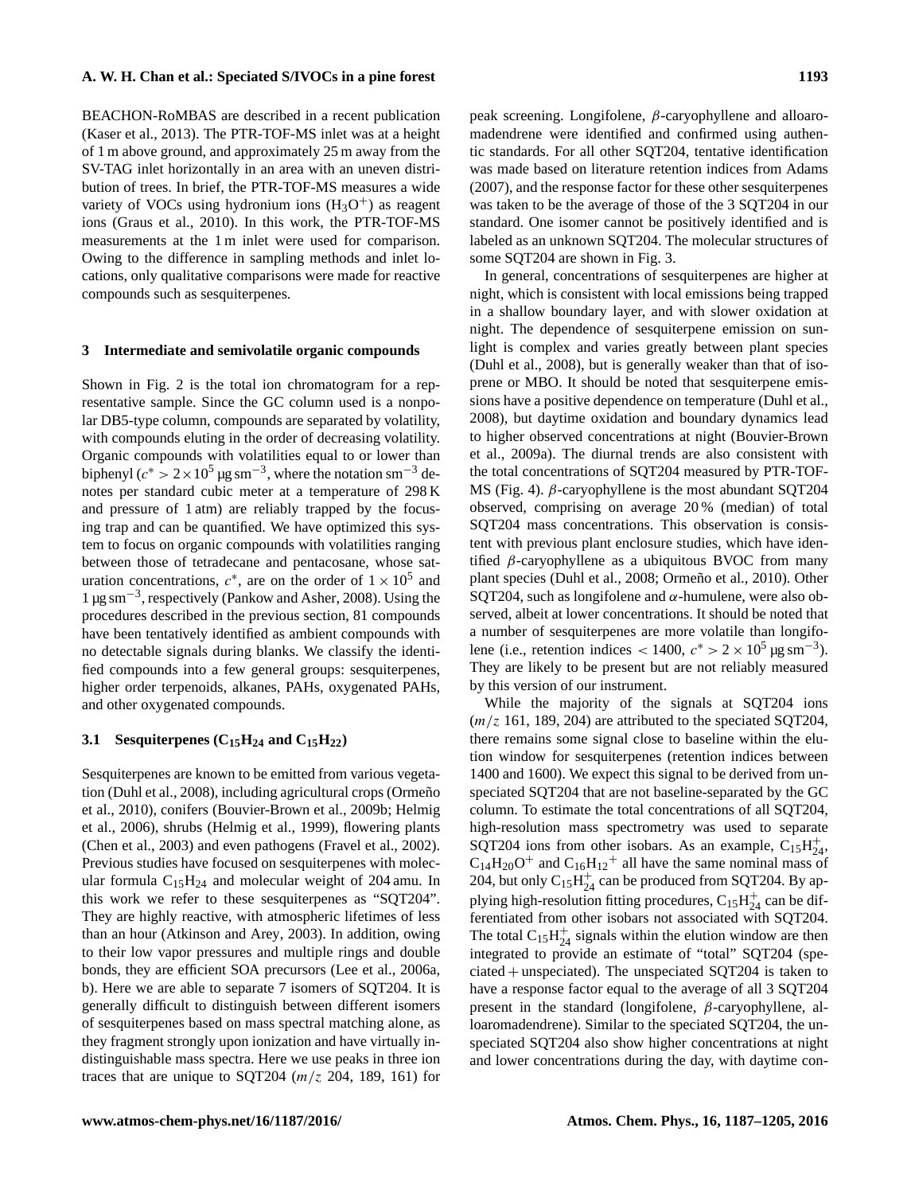BEACHON-RoMBAS are described in a recent publication (Kaser et al., 2013). The PTR-TOF-MS inlet was at a height of 1 m above ground, and approximately 25 m away from the SV-TAG inlet horizontally in an area with an uneven distribution of trees. In brief, the PTR-TOF-MS measures a wide variety of VOCs using hydronium ions ($H_3O^+$) as reagent ions (Graus et al., 2010). In this work, the PTR-TOF-MS measurements at the 1 m inlet were used for comparison. Owing to the difference in sampling methods and inlet locations, only qualitative comparisons were made for reactive compounds such as sesquiterpenes.

## 3 Intermediate and semivolatile organic compounds

Shown in Fig. 2 is the total ion chromatogram for a representative sample. Since the GC column used is a nonpolar DB5-type column, compounds are separated by volatility, with compounds eluting in the order of decreasing volatility. Organic compounds with volatilities equal to or lower than biphenyl ($c^* > 2 \times 10^5\ \mu g\ sm^{-3}$, where the notation $sm^{-3}$ denotes per standard cubic meter at a temperature of 298 K and pressure of 1 atm) are reliably trapped by the focusing trap and can be quantified. We have optimized this system to focus on organic compounds with volatilities ranging between those of tetradecane and pentacosane, whose saturation concentrations, $c^*$, are on the order of $1 \times 10^5$ and $1\ \mu g\ sm^{-3}$, respectively (Pankow and Asher, 2008). Using the procedures described in the previous section, 81 compounds have been tentatively identified as ambient compounds with no detectable signals during blanks. We classify the identified compounds into a few general groups: sesquiterpenes, higher order terpenoids, alkanes, PAHs, oxygenated PAHs, and other oxygenated compounds.

### 3.1 Sesquiterpenes ($C_{15}H_{24}$ and $C_{15}H_{22}$)

Sesquiterpenes are known to be emitted from various vegetation (Duhl et al., 2008), including agricultural crops (Ormeño et al., 2010), conifers (Bouvier-Brown et al., 2009b; Helmig et al., 2006), shrubs (Helmig et al., 1999), flowering plants (Chen et al., 2003) and even pathogens (Fravel et al., 2002). Previous studies have focused on sesquiterpenes with molecular formula $C_{15}H_{24}$ and molecular weight of 204 amu. In this work we refer to these sesquiterpenes as "SQT204". They are highly reactive, with atmospheric lifetimes of less than an hour (Atkinson and Arey, 2003). In addition, owing to their low vapor pressures and multiple rings and double bonds, they are efficient SOA precursors (Lee et al., 2006a, b). Here we are able to separate 7 isomers of SQT204. It is generally difficult to distinguish between different isomers of sesquiterpenes based on mass spectral matching alone, as they fragment strongly upon ionization and have virtually indistinguishable mass spectra. Here we use peaks in three ion traces that are unique to SQT204 ($m/z$ 204, 189, 161) for peak screening. Longifolene, $\beta$-caryophyllene and alloaromadendrene were identified and confirmed using authentic standards. For all other SQT204, tentative identification was made based on literature retention indices from Adams (2007), and the response factor for these other sesquiterpenes was taken to be the average of those of the 3 SQT204 in our standard. One isomer cannot be positively identified and is labeled as an unknown SQT204. The molecular structures of some SQT204 are shown in Fig. 3.

In general, concentrations of sesquiterpenes are higher at night, which is consistent with local emissions being trapped in a shallow boundary layer, and with slower oxidation at night. The dependence of sesquiterpene emission on sunlight is complex and varies greatly between plant species (Duhl et al., 2008), but is generally weaker than that of isoprene or MBO. It should be noted that sesquiterpene emissions have a positive dependence on temperature (Duhl et al., 2008), but daytime oxidation and boundary dynamics lead to higher observed concentrations at night (Bouvier-Brown et al., 2009a). The diurnal trends are also consistent with the total concentrations of SQT204 measured by PTR-TOF-MS (Fig. 4). $\beta$-caryophyllene is the most abundant SQT204 observed, comprising on average 20 % (median) of total SQT204 mass concentrations. This observation is consistent with previous plant enclosure studies, which have identified $\beta$-caryophyllene as a ubiquitous BVOC from many plant species (Duhl et al., 2008; Ormeño et al., 2010). Other SQT204, such as longifolene and $\alpha$-humulene, were also observed, albeit at lower concentrations. It should be noted that a number of sesquiterpenes are more volatile than longifolene (i.e., retention indices $< 1400$, $c^* > 2 \times 10^5\ \mu g\ sm^{-3}$). They are likely to be present but are not reliably measured by this version of our instrument.

While the majority of the signals at SQT204 ions ($m/z$ 161, 189, 204) are attributed to the speciated SQT204, there remains some signal close to baseline within the elution window for sesquiterpenes (retention indices between 1400 and 1600). We expect this signal to be derived from unspeciated SQT204 that are not baseline-separated by the GC column. To estimate the total concentrations of all SQT204, high-resolution mass spectrometry was used to separate SQT204 ions from other isobars. As an example, $C_{15}H_{24}^+$, $C_{14}H_{20}O^+$ and $C_{16}H_{12}^+$ all have the same nominal mass of 204, but only $C_{15}H_{24}^+$ can be produced from SQT204. By applying high-resolution fitting procedures, $C_{15}H_{24}^+$ can be differentiated from other isobars not associated with SQT204. The total $C_{15}H_{24}^+$ signals within the elution window are then integrated to provide an estimate of "total" SQT204 (speciated + unspeciated). The unspeciated SQT204 is taken to have a response factor equal to the average of all 3 SQT204 present in the standard (longifolene, $\beta$-caryophyllene, alloaromadendrene). Similar to the speciated SQT204, the unspeciated SQT204 also show higher concentrations at night and lower concentrations during the day, with daytime con-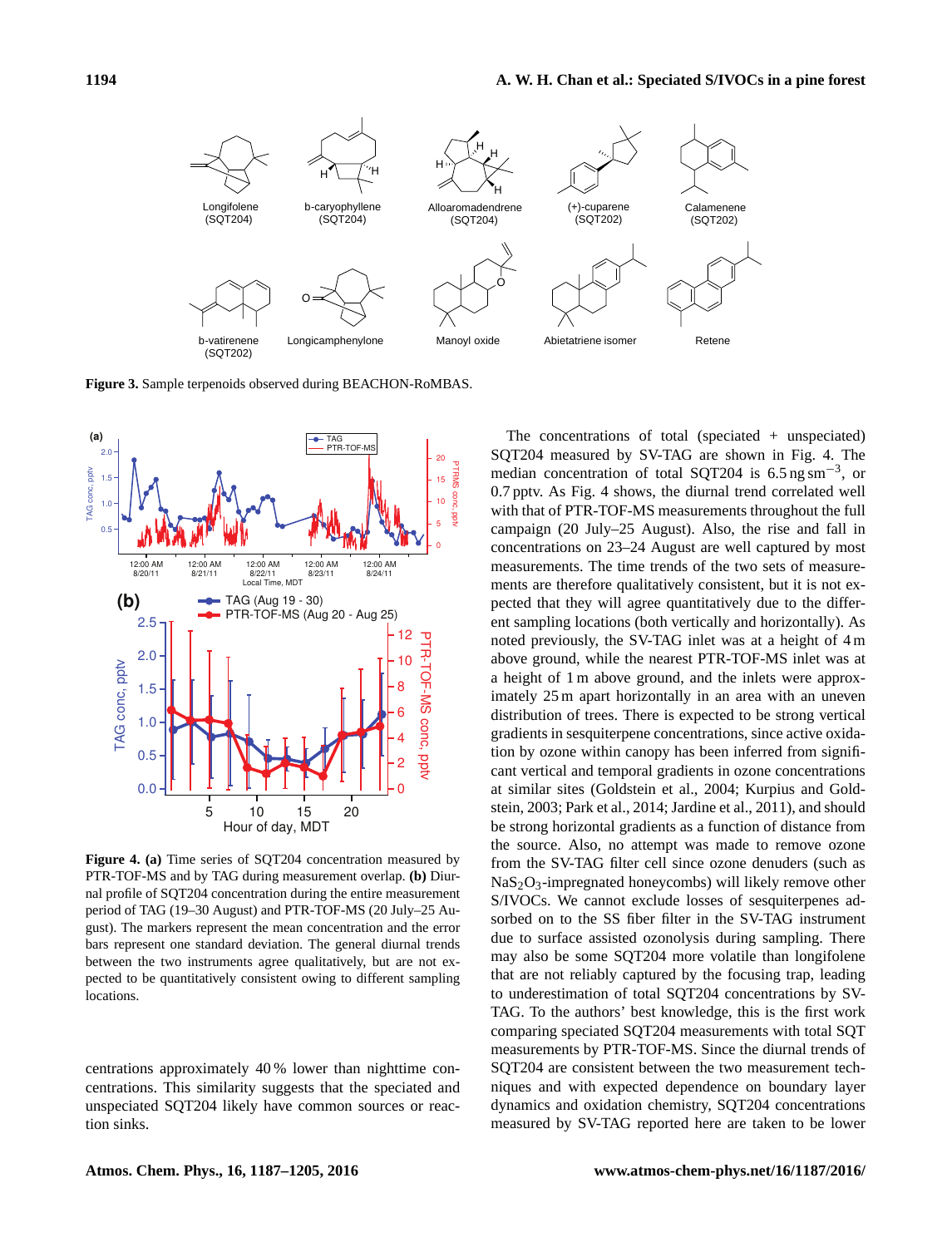**Figure 3.** Sample terpenoids observed during BEACHON-RoMBAS.

**Figure 4. (a)** Time series of SQT204 concentration measured by PTR-TOF-MS and by TAG during measurement overlap. **(b)** Diurnal profile of SQT204 concentration during the entire measurement period of TAG (19–30 August) and PTR-TOF-MS (20 July–25 August). The markers represent the mean concentration and the error bars represent one standard deviation. The general diurnal trends between the two instruments agree qualitatively, but are not expected to be quantitatively consistent owing to different sampling locations.

centrations approximately 40 % lower than nighttime concentrations. This similarity suggests that the speciated and unspeciated SQT204 likely have common sources or reaction sinks.

The concentrations of total (speciated + unspeciated) SQT204 measured by SV-TAG are shown in Fig. 4. The median concentration of total SQT204 is 6.5 ng $sm^{-3}$, or 0.7 pptv. As Fig. 4 shows, the diurnal trend correlated well with that of PTR-TOF-MS measurements throughout the full campaign (20 July–25 August). Also, the rise and fall in concentrations on 23–24 August are well captured by most measurements. The time trends of the two sets of measurements are therefore qualitatively consistent, but it is not expected that they will agree quantitatively due to the different sampling locations (both vertically and horizontally). As noted previously, the SV-TAG inlet was at a height of 4 m above ground, while the nearest PTR-TOF-MS inlet was at a height of 1 m above ground, and the inlets were approximately 25 m apart horizontally in an area with an uneven distribution of trees. There is expected to be strong vertical gradients in sesquiterpene concentrations, since active oxidation by ozone within canopy has been inferred from significant vertical and temporal gradients in ozone concentrations at similar sites (Goldstein et al., 2004; Kurpius and Goldstein, 2003; Park et al., 2014; Jardine et al., 2011), and should be strong horizontal gradients as a function of distance from the source. Also, no attempt was made to remove ozone from the SV-TAG filter cell since ozone denuders (such as $NaS_2O_3$-impregnated honeycombs) will likely remove other S/IVOCs. We cannot exclude losses of sesquiterpenes adsorbed on to the SS fiber filter in the SV-TAG instrument due to surface assisted ozonolysis during sampling. There may also be some SQT204 more volatile than longifolene that are not reliably captured by the focusing trap, leading to underestimation of total SQT204 concentrations by SV-TAG. To the authors' best knowledge, this is the first work comparing speciated SQT204 measurements with total SQT measurements by PTR-TOF-MS. Since the diurnal trends of SQT204 are consistent between the two measurement techniques and with expected dependence on boundary layer dynamics and oxidation chemistry, SQT204 concentrations measured by SV-TAG reported here are taken to be lower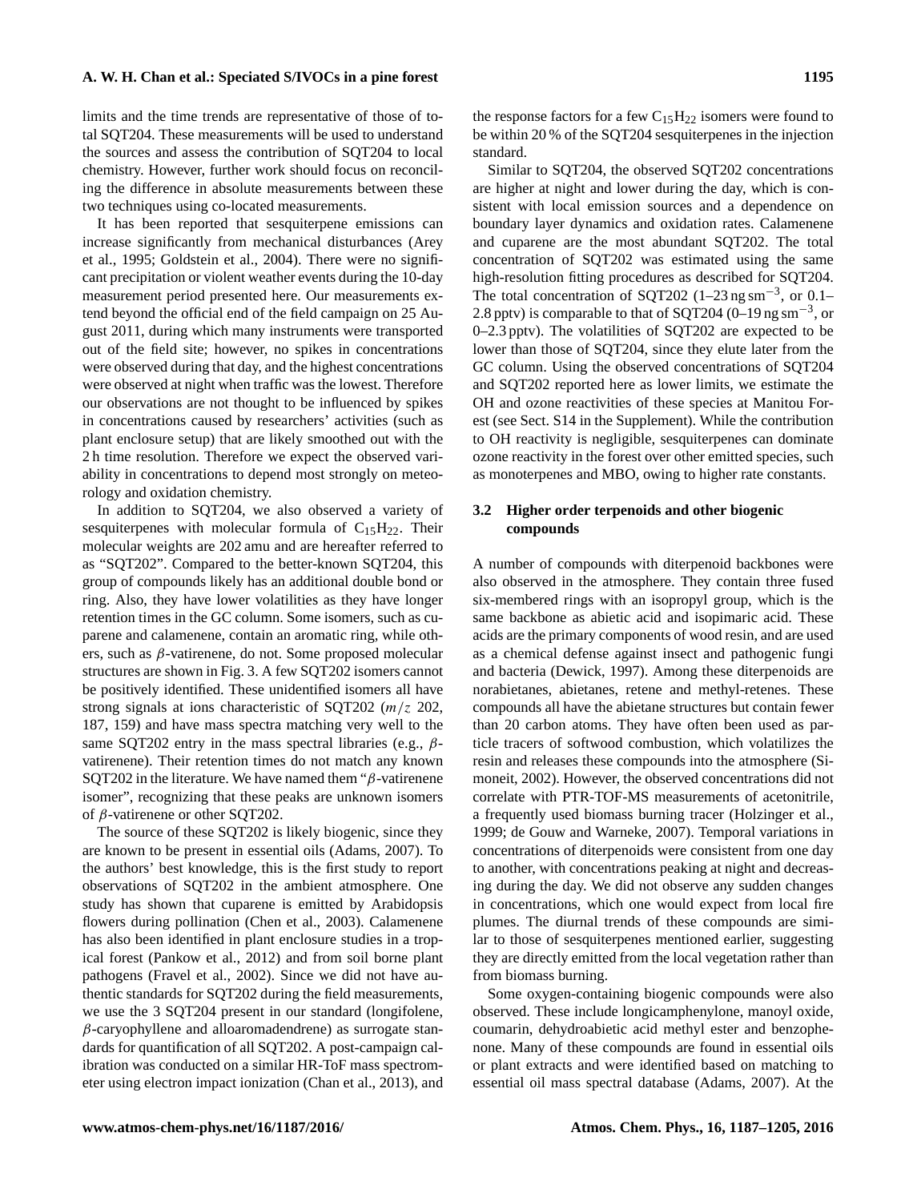limits and the time trends are representative of those of total SQT204. These measurements will be used to understand the sources and assess the contribution of SQT204 to local chemistry. However, further work should focus on reconciling the difference in absolute measurements between these two techniques using co-located measurements.

It has been reported that sesquiterpene emissions can increase significantly from mechanical disturbances (Arey et al., 1995; Goldstein et al., 2004). There were no significant precipitation or violent weather events during the 10-day measurement period presented here. Our measurements extend beyond the official end of the field campaign on 25 August 2011, during which many instruments were transported out of the field site; however, no spikes in concentrations were observed during that day, and the highest concentrations were observed at night when traffic was the lowest. Therefore our observations are not thought to be influenced by spikes in concentrations caused by researchers' activities (such as plant enclosure setup) that are likely smoothed out with the 2 h time resolution. Therefore we expect the observed variability in concentrations to depend most strongly on meteorology and oxidation chemistry.

In addition to SQT204, we also observed a variety of sesquiterpenes with molecular formula of $C_{15}H_{22}$. Their molecular weights are 202 amu and are hereafter referred to as "SQT202". Compared to the better-known SQT204, this group of compounds likely has an additional double bond or ring. Also, they have lower volatilities as they have longer retention times in the GC column. Some isomers, such as cuparene and calamenene, contain an aromatic ring, while others, such as $\beta$-vatirenene, do not. Some proposed molecular structures are shown in Fig. 3. A few SQT202 isomers cannot be positively identified. These unidentified isomers all have strong signals at ions characteristic of SQT202 ($m/z$ 202, 187, 159) and have mass spectra matching very well to the same SQT202 entry in the mass spectral libraries (e.g., $\beta$-vatirenene). Their retention times do not match any known SQT202 in the literature. We have named them "$\beta$-vatirenene isomer", recognizing that these peaks are unknown isomers of $\beta$-vatirenene or other SQT202.

The source of these SQT202 is likely biogenic, since they are known to be present in essential oils (Adams, 2007). To the authors' best knowledge, this is the first study to report observations of SQT202 in the ambient atmosphere. One study has shown that cuparene is emitted by Arabidopsis flowers during pollination (Chen et al., 2003). Calamenene has also been identified in plant enclosure studies in a tropical forest (Pankow et al., 2012) and from soil borne plant pathogens (Fravel et al., 2002). Since we did not have authentic standards for SQT202 during the field measurements, we use the 3 SQT204 present in our standard (longifolene, $\beta$-caryophyllene and alloaromadendrene) as surrogate standards for quantification of all SQT202. A post-campaign calibration was conducted on a similar HR-ToF mass spectrometer using electron impact ionization (Chan et al., 2013), and the response factors for a few $C_{15}H_{22}$ isomers were found to be within 20 % of the SQT204 sesquiterpenes in the injection standard.

Similar to SQT204, the observed SQT202 concentrations are higher at night and lower during the day, which is consistent with local emission sources and a dependence on boundary layer dynamics and oxidation rates. Calamenene and cuparene are the most abundant SQT202. The total concentration of SQT202 was estimated using the same high-resolution fitting procedures as described for SQT204. The total concentration of SQT202 (1–23 ng $\mathrm{sm^{-3}}$, or 0.1–2.8 pptv) is comparable to that of SQT204 (0–19 ng $\mathrm{sm^{-3}}$, or 0–2.3 pptv). The volatilities of SQT202 are expected to be lower than those of SQT204, since they elute later from the GC column. Using the observed concentrations of SQT204 and SQT202 reported here as lower limits, we estimate the OH and ozone reactivities of these species at Manitou Forest (see Sect. S14 in the Supplement). While the contribution to OH reactivity is negligible, sesquiterpenes can dominate ozone reactivity in the forest over other emitted species, such as monoterpenes and MBO, owing to higher rate constants.

### 3.2 Higher order terpenoids and other biogenic compounds

A number of compounds with diterpenoid backbones were also observed in the atmosphere. They contain three fused six-membered rings with an isopropyl group, which is the same backbone as abietic acid and isopimaric acid. These acids are the primary components of wood resin, and are used as a chemical defense against insect and pathogenic fungi and bacteria (Dewick, 1997). Among these diterpenoids are norabietanes, abietanes, retene and methyl-retenes. These compounds all have the abietane structures but contain fewer than 20 carbon atoms. They have often been used as particle tracers of softwood combustion, which volatilizes the resin and releases these compounds into the atmosphere (Simoneit, 2002). However, the observed concentrations did not correlate with PTR-TOF-MS measurements of acetonitrile, a frequently used biomass burning tracer (Holzinger et al., 1999; de Gouw and Warneke, 2007). Temporal variations in concentrations of diterpenoids were consistent from one day to another, with concentrations peaking at night and decreasing during the day. We did not observe any sudden changes in concentrations, which one would expect from local fire plumes. The diurnal trends of these compounds are similar to those of sesquiterpenes mentioned earlier, suggesting they are directly emitted from the local vegetation rather than from biomass burning.

Some oxygen-containing biogenic compounds were also observed. These include longicamphenylone, manoyl oxide, coumarin, dehydroabietic acid methyl ester and benzophenone. Many of these compounds are found in essential oils or plant extracts and were identified based on matching to essential oil mass spectral database (Adams, 2007). At the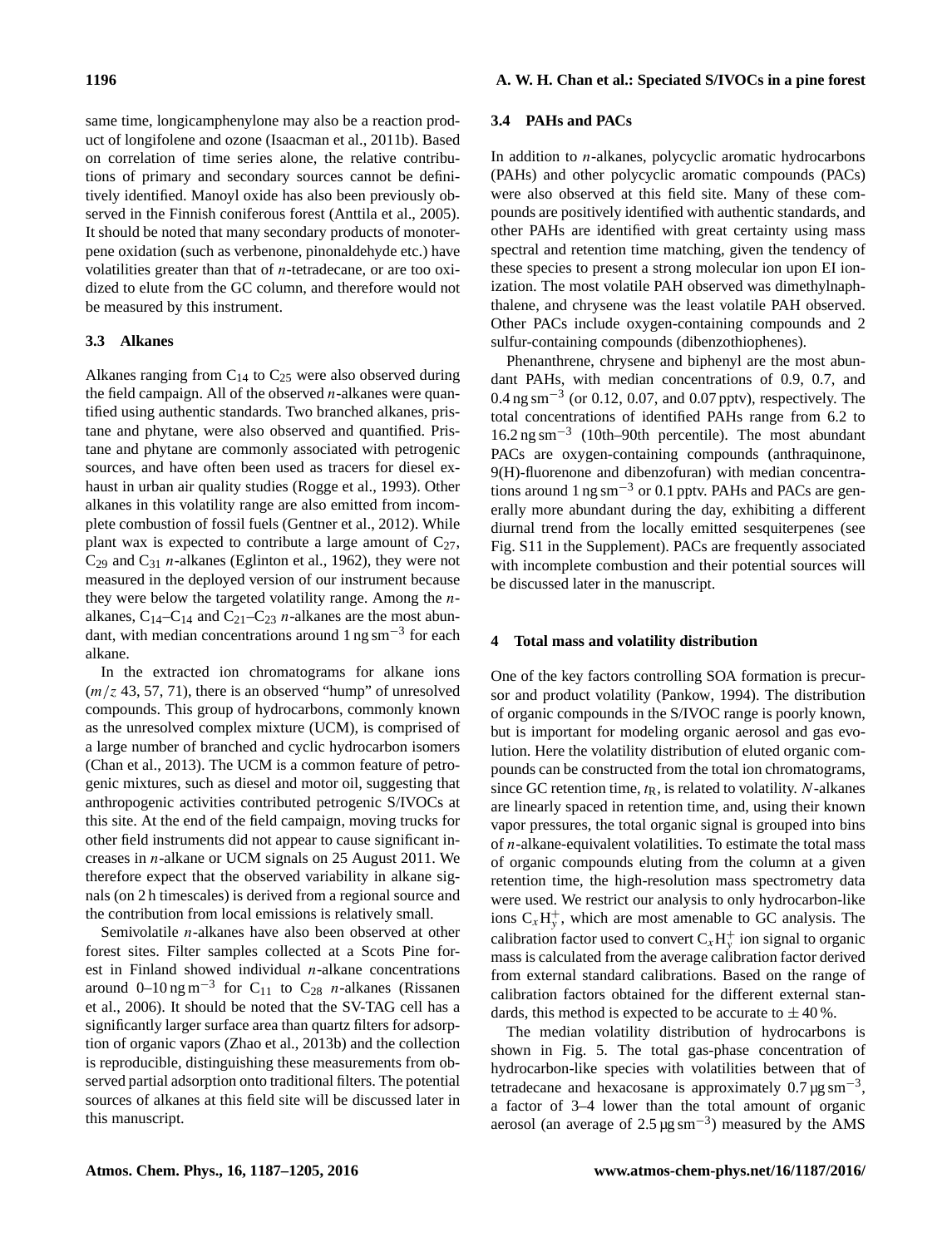same time, longicamphenylone may also be a reaction product of longifolene and ozone (Isaacman et al., 2011b). Based on correlation of time series alone, the relative contributions of primary and secondary sources cannot be definitively identified. Manoyl oxide has also been previously observed in the Finnish coniferous forest (Anttila et al., 2005). It should be noted that many secondary products of monoterpene oxidation (such as verbenone, pinonaldehyde etc.) have volatilities greater than that of *n*-tetradecane, or are too oxidized to elute from the GC column, and therefore would not be measured by this instrument.

### 3.3 Alkanes

Alkanes ranging from $C_{14}$ to $C_{25}$ were also observed during the field campaign. All of the observed *n*-alkanes were quantified using authentic standards. Two branched alkanes, pristane and phytane, were also observed and quantified. Pristane and phytane are commonly associated with petrogenic sources, and have often been used as tracers for diesel exhaust in urban air quality studies (Rogge et al., 1993). Other alkanes in this volatility range are also emitted from incomplete combustion of fossil fuels (Gentner et al., 2012). While plant wax is expected to contribute a large amount of $C_{27}$, $C_{29}$ and $C_{31}$ *n*-alkanes (Eglinton et al., 1962), they were not measured in the deployed version of our instrument because they were below the targeted volatility range. Among the *n*-alkanes, $C_{14}$–$C_{14}$ and $C_{21}$–$C_{23}$ *n*-alkanes are the most abundant, with median concentrations around $1\,\mathrm{ng\,sm^{-3}}$ for each alkane.

In the extracted ion chromatograms for alkane ions ($m/z$ 43, 57, 71), there is an observed "hump" of unresolved compounds. This group of hydrocarbons, commonly known as the unresolved complex mixture (UCM), is comprised of a large number of branched and cyclic hydrocarbon isomers (Chan et al., 2013). The UCM is a common feature of petrogenic mixtures, such as diesel and motor oil, suggesting that anthropogenic activities contributed petrogenic S/IVOCs at this site. At the end of the field campaign, moving trucks for other field instruments did not appear to cause significant increases in *n*-alkane or UCM signals on 25 August 2011. We therefore expect that the observed variability in alkane signals (on 2 h timescales) is derived from a regional source and the contribution from local emissions is relatively small.

Semivolatile *n*-alkanes have also been observed at other forest sites. Filter samples collected at a Scots Pine forest in Finland showed individual *n*-alkane concentrations around $0$–$10\,\mathrm{ng\,m^{-3}}$ for $C_{11}$ to $C_{28}$ *n*-alkanes (Rissanen et al., 2006). It should be noted that the SV-TAG cell has a significantly larger surface area than quartz filters for adsorption of organic vapors (Zhao et al., 2013b) and the collection is reproducible, distinguishing these measurements from observed partial adsorption onto traditional filters. The potential sources of alkanes at this field site will be discussed later in this manuscript.

### 3.4 PAHs and PACs

In addition to *n*-alkanes, polycyclic aromatic hydrocarbons (PAHs) and other polycyclic aromatic compounds (PACs) were also observed at this field site. Many of these compounds are positively identified with authentic standards, and other PAHs are identified with great certainty using mass spectral and retention time matching, given the tendency of these species to present a strong molecular ion upon EI ionization. The most volatile PAH observed was dimethylnaphthalene, and chrysene was the least volatile PAH observed. Other PACs include oxygen-containing compounds and 2 sulfur-containing compounds (dibenzothiophenes).

Phenanthrene, chrysene and biphenyl are the most abundant PAHs, with median concentrations of 0.9, 0.7, and $0.4\,\mathrm{ng\,sm^{-3}}$ (or 0.12, 0.07, and 0.07 pptv), respectively. The total concentrations of identified PAHs range from 6.2 to $16.2\,\mathrm{ng\,sm^{-3}}$ (10th–90th percentile). The most abundant PACs are oxygen-containing compounds (anthraquinone, 9(H)-fluorenone and dibenzofuran) with median concentrations around $1\,\mathrm{ng\,sm^{-3}}$ or 0.1 pptv. PAHs and PACs are generally more abundant during the day, exhibiting a different diurnal trend from the locally emitted sesquiterpenes (see Fig. S11 in the Supplement). PACs are frequently associated with incomplete combustion and their potential sources will be discussed later in the manuscript.

## 4 Total mass and volatility distribution

One of the key factors controlling SOA formation is precursor and product volatility (Pankow, 1994). The distribution of organic compounds in the S/IVOC range is poorly known, but is important for modeling organic aerosol and gas evolution. Here the volatility distribution of eluted organic compounds can be constructed from the total ion chromatograms, since GC retention time, $t_R$, is related to volatility. *N*-alkanes are linearly spaced in retention time, and, using their known vapor pressures, the total organic signal is grouped into bins of *n*-alkane-equivalent volatilities. To estimate the total mass of organic compounds eluting from the column at a given retention time, the high-resolution mass spectrometry data were used. We restrict our analysis to only hydrocarbon-like ions $C_xH_y^+$, which are most amenable to GC analysis. The calibration factor used to convert $C_xH_y^+$ ion signal to organic mass is calculated from the average calibration factor derived from external standard calibrations. Based on the range of calibration factors obtained for the different external standards, this method is expected to be accurate to $\pm 40\,\%$.

The median volatility distribution of hydrocarbons is shown in Fig. 5. The total gas-phase concentration of hydrocarbon-like species with volatilities between that of tetradecane and hexacosane is approximately $0.7\,\mathrm{\mu g\,sm^{-3}}$, a factor of 3–4 lower than the total amount of organic aerosol (an average of $2.5\,\mathrm{\mu g\,sm^{-3}}$) measured by the AMS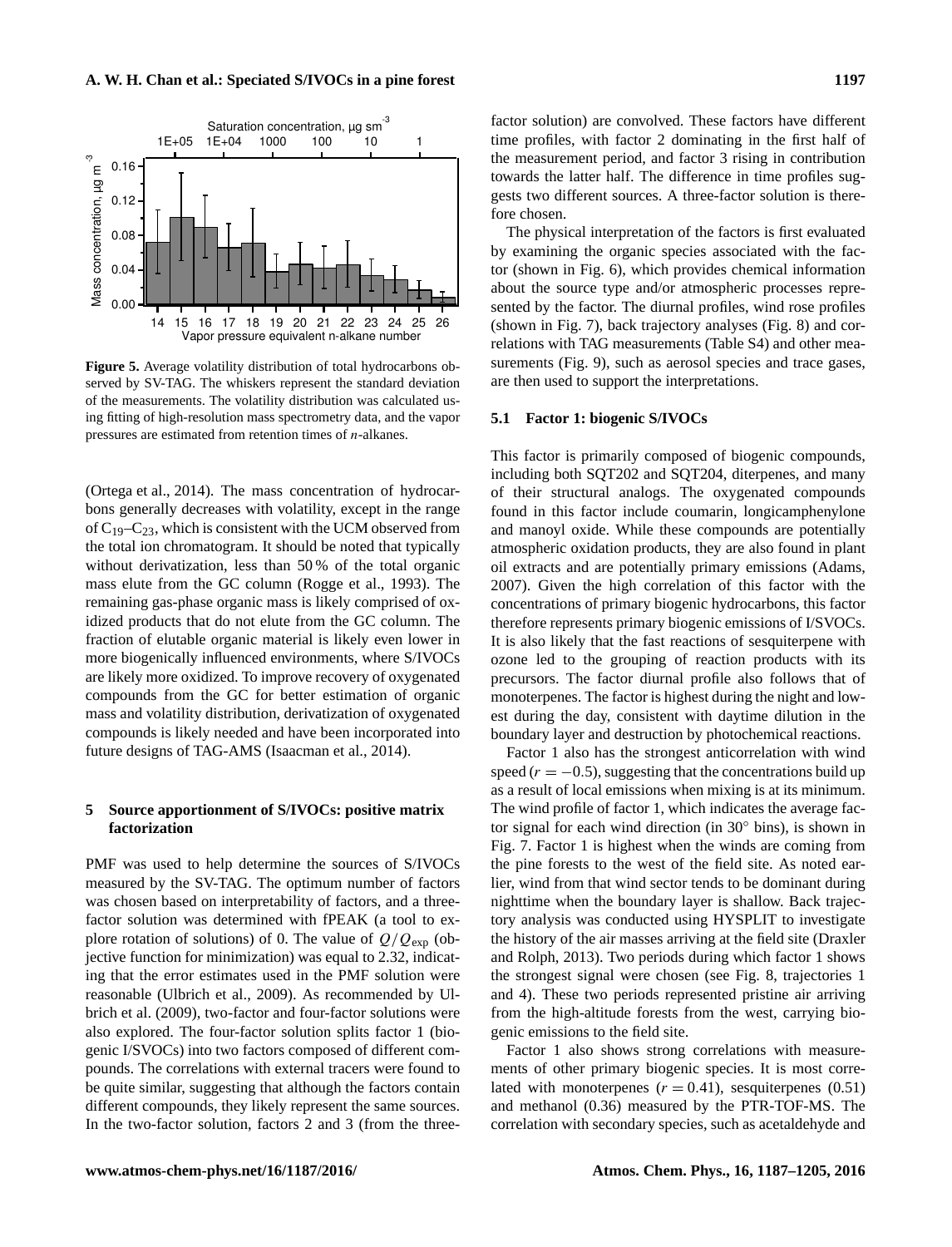**Figure 5.** Average volatility distribution of total hydrocarbons observed by SV-TAG. The whiskers represent the standard deviation of the measurements. The volatility distribution was calculated using fitting of high-resolution mass spectrometry data, and the vapor pressures are estimated from retention times of *n*-alkanes.

(Ortega et al., 2014). The mass concentration of hydrocarbons generally decreases with volatility, except in the range of $C_{19}$–$C_{23}$, which is consistent with the UCM observed from the total ion chromatogram. It should be noted that typically without derivatization, less than 50 % of the total organic mass elute from the GC column (Rogge et al., 1993). The remaining gas-phase organic mass is likely comprised of oxidized products that do not elute from the GC column. The fraction of elutable organic material is likely even lower in more biogenically influenced environments, where S/IVOCs are likely more oxidized. To improve recovery of oxygenated compounds from the GC for better estimation of organic mass and volatility distribution, derivatization of oxygenated compounds is likely needed and have been incorporated into future designs of TAG-AMS (Isaacman et al., 2014).

## 5 Source apportionment of S/IVOCs: positive matrix factorization

PMF was used to help determine the sources of S/IVOCs measured by the SV-TAG. The optimum number of factors was chosen based on interpretability of factors, and a three-factor solution was determined with fPEAK (a tool to explore rotation of solutions) of 0. The value of $Q/Q_{\mathrm{exp}}$ (objective function for minimization) was equal to 2.32, indicating that the error estimates used in the PMF solution were reasonable (Ulbrich et al., 2009). As recommended by Ulbrich et al. (2009), two-factor and four-factor solutions were also explored. The four-factor solution splits factor 1 (biogenic I/SVOCs) into two factors composed of different compounds. The correlations with external tracers were found to be quite similar, suggesting that although the factors contain different compounds, they likely represent the same sources. In the two-factor solution, factors 2 and 3 (from the three-factor solution) are convolved. These factors have different time profiles, with factor 2 dominating in the first half of the measurement period, and factor 3 rising in contribution towards the latter half. The difference in time profiles suggests two different sources. A three-factor solution is therefore chosen.

The physical interpretation of the factors is first evaluated by examining the organic species associated with the factor (shown in Fig. 6), which provides chemical information about the source type and/or atmospheric processes represented by the factor. The diurnal profiles, wind rose profiles (shown in Fig. 7), back trajectory analyses (Fig. 8) and correlations with TAG measurements (Table S4) and other measurements (Fig. 9), such as aerosol species and trace gases, are then used to support the interpretations.

### 5.1 Factor 1: biogenic S/IVOCs

This factor is primarily composed of biogenic compounds, including both SQT202 and SQT204, diterpenes, and many of their structural analogs. The oxygenated compounds found in this factor include coumarin, longicamphenylone and manoyl oxide. While these compounds are potentially atmospheric oxidation products, they are also found in plant oil extracts and are potentially primary emissions (Adams, 2007). Given the high correlation of this factor with the concentrations of primary biogenic hydrocarbons, this factor therefore represents primary biogenic emissions of I/SVOCs. It is also likely that the fast reactions of sesquiterpene with ozone led to the grouping of reaction products with its precursors. The factor diurnal profile also follows that of monoterpenes. The factor is highest during the night and lowest during the day, consistent with daytime dilution in the boundary layer and destruction by photochemical reactions.

Factor 1 also has the strongest anticorrelation with wind speed ($r = -0.5$), suggesting that the concentrations build up as a result of local emissions when mixing is at its minimum. The wind profile of factor 1, which indicates the average factor signal for each wind direction (in 30° bins), is shown in Fig. 7. Factor 1 is highest when the winds are coming from the pine forests to the west of the field site. As noted earlier, wind from that wind sector tends to be dominant during nighttime when the boundary layer is shallow. Back trajectory analysis was conducted using HYSPLIT to investigate the history of the air masses arriving at the field site (Draxler and Rolph, 2013). Two periods during which factor 1 shows the strongest signal were chosen (see Fig. 8, trajectories 1 and 4). These two periods represented pristine air arriving from the high-altitude forests from the west, carrying biogenic emissions to the field site.

Factor 1 also shows strong correlations with measurements of other primary biogenic species. It is most correlated with monoterpenes ($r = 0.41$), sesquiterpenes (0.51) and methanol (0.36) measured by the PTR-TOF-MS. The correlation with secondary species, such as acetaldehyde and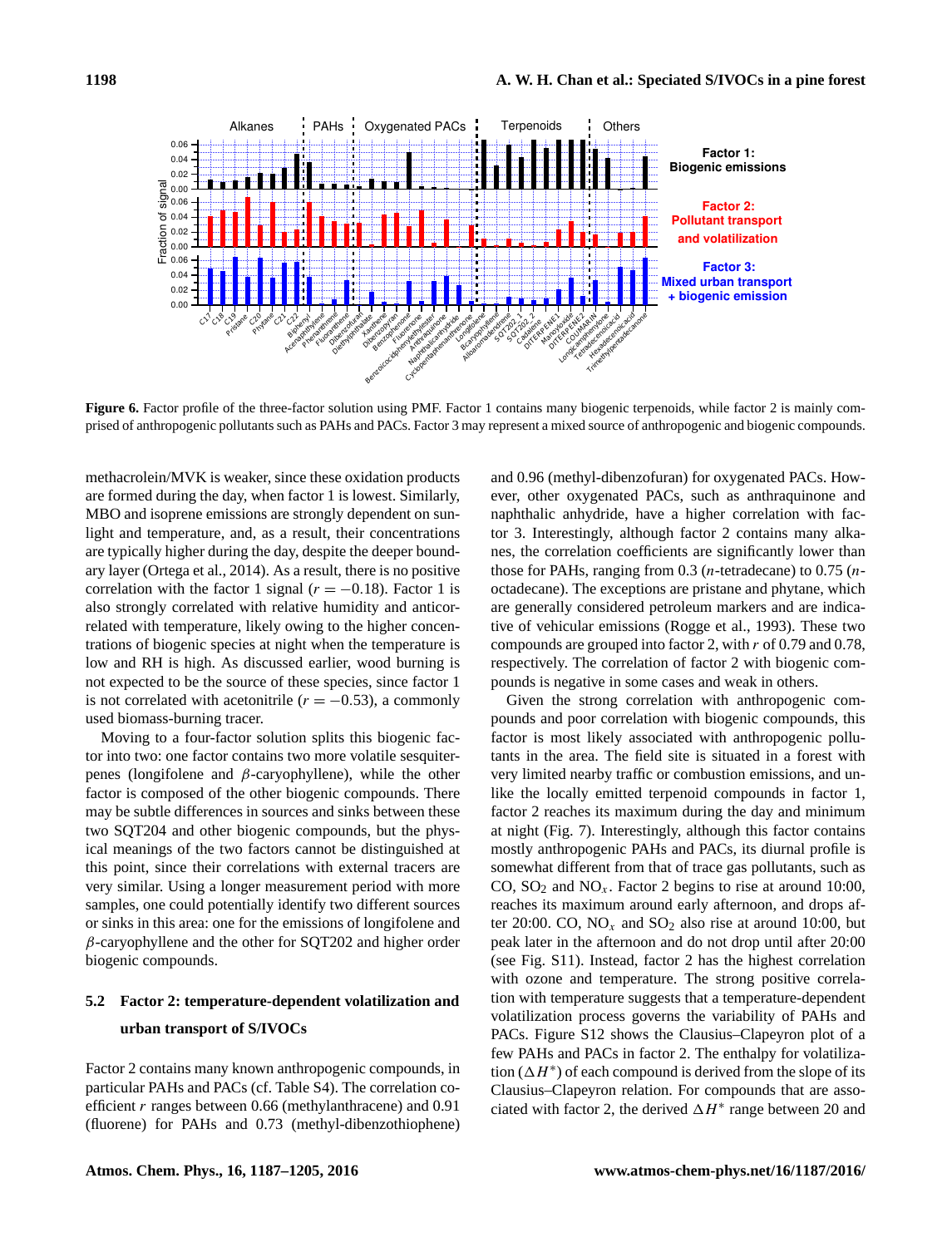**Figure 6.** Factor profile of the three-factor solution using PMF. Factor 1 contains many biogenic terpenoids, while factor 2 is mainly comprised of anthropogenic pollutants such as PAHs and PACs. Factor 3 may represent a mixed source of anthropogenic and biogenic compounds.

methacrolein/MVK is weaker, since these oxidation products are formed during the day, when factor 1 is lowest. Similarly, MBO and isoprene emissions are strongly dependent on sunlight and temperature, and, as a result, their concentrations are typically higher during the day, despite the deeper boundary layer (Ortega et al., 2014). As a result, there is no positive correlation with the factor 1 signal ($r = -0.18$). Factor 1 is also strongly correlated with relative humidity and anticorrelated with temperature, likely owing to the higher concentrations of biogenic species at night when the temperature is low and RH is high. As discussed earlier, wood burning is not expected to be the source of these species, since factor 1 is not correlated with acetonitrile ($r = -0.53$), a commonly used biomass-burning tracer.

Moving to a four-factor solution splits this biogenic factor into two: one factor contains two more volatile sesquiterpenes (longifolene and $\beta$-caryophyllene), while the other factor is composed of the other biogenic compounds. There may be subtle differences in sources and sinks between these two SQT204 and other biogenic compounds, but the physical meanings of the two factors cannot be distinguished at this point, since their correlations with external tracers are very similar. Using a longer measurement period with more samples, one could potentially identify two different sources or sinks in this area: one for the emissions of longifolene and $\beta$-caryophyllene and the other for SQT202 and higher order biogenic compounds.

## 5.2 Factor 2: temperature-dependent volatilization and urban transport of S/IVOCs

Factor 2 contains many known anthropogenic compounds, in particular PAHs and PACs (cf. Table S4). The correlation coefficient $r$ ranges between 0.66 (methylanthracene) and 0.91 (fluorene) for PAHs and 0.73 (methyl-dibenzothiophene) and 0.96 (methyl-dibenzofuran) for oxygenated PACs. However, other oxygenated PACs, such as anthraquinone and naphthalic anhydride, have a higher correlation with factor 3. Interestingly, although factor 2 contains many alkanes, the correlation coefficients are significantly lower than those for PAHs, ranging from 0.3 ($n$-tetradecane) to 0.75 ($n$-octadecane). The exceptions are pristane and phytane, which are generally considered petroleum markers and are indicative of vehicular emissions (Rogge et al., 1993). These two compounds are grouped into factor 2, with $r$ of 0.79 and 0.78, respectively. The correlation of factor 2 with biogenic compounds is negative in some cases and weak in others.

Given the strong correlation with anthropogenic compounds and poor correlation with biogenic compounds, this factor is most likely associated with anthropogenic pollutants in the area. The field site is situated in a forest with very limited nearby traffic or combustion emissions, and unlike the locally emitted terpenoid compounds in factor 1, factor 2 reaches its maximum during the day and minimum at night (Fig. 7). Interestingly, although this factor contains mostly anthropogenic PAHs and PACs, its diurnal profile is somewhat different from that of trace gas pollutants, such as CO, $SO_2$ and $NO_x$. Factor 2 begins to rise at around 10:00, reaches its maximum around early afternoon, and drops after 20:00. CO, $NO_x$ and $SO_2$ also rise at around 10:00, but peak later in the afternoon and do not drop until after 20:00 (see Fig. S11). Instead, factor 2 has the highest correlation with ozone and temperature. The strong positive correlation with temperature suggests that a temperature-dependent volatilization process governs the variability of PAHs and PACs. Figure S12 shows the Clausius–Clapeyron plot of a few PAHs and PACs in factor 2. The enthalpy for volatilization ($\Delta H^*$) of each compound is derived from the slope of its Clausius–Clapeyron relation. For compounds that are associated with factor 2, the derived $\Delta H^*$ range between 20 and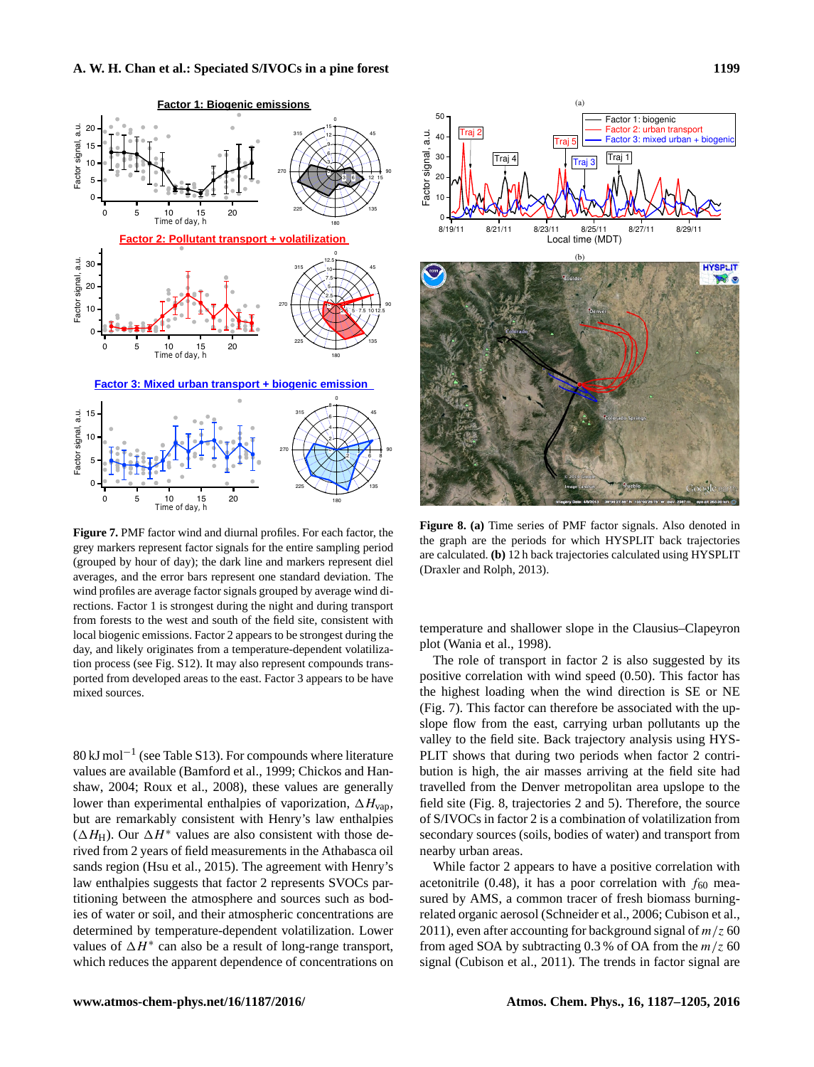**Figure 7.** PMF factor wind and diurnal profiles. For each factor, the grey markers represent factor signals for the entire sampling period (grouped by hour of day); the dark line and markers represent diel averages, and the error bars represent one standard deviation. The wind profiles are average factor signals grouped by average wind directions. Factor 1 is strongest during the night and during transport from forests to the west and south of the field site, consistent with local biogenic emissions. Factor 2 appears to be strongest during the day, and likely originates from a temperature-dependent volatilization process (see Fig. S12). It may also represent compounds transported from developed areas to the east. Factor 3 appears to be have mixed sources.

**Figure 8. (a)** Time series of PMF factor signals. Also denoted in the graph are the periods for which HYSPLIT back trajectories are calculated. **(b)** 12 h back trajectories calculated using HYSPLIT (Draxler and Rolph, 2013).

80 kJ mol$^{-1}$ (see Table S13). For compounds where literature values are available (Bamford et al., 1999; Chickos and Hanshaw, 2004; Roux et al., 2008), these values are generally lower than experimental enthalpies of vaporization, $\Delta H_{vap}$, but are remarkably consistent with Henry's law enthalpies ($\Delta H_H$). Our $\Delta H^*$ values are also consistent with those derived from 2 years of field measurements in the Athabasca oil sands region (Hsu et al., 2015). The agreement with Henry's law enthalpies suggests that factor 2 represents SVOCs partitioning between the atmosphere and sources such as bodies of water or soil, and their atmospheric concentrations are determined by temperature-dependent volatilization. Lower values of $\Delta H^*$ can also be a result of long-range transport, which reduces the apparent dependence of concentrations on temperature and shallower slope in the Clausius–Clapeyron plot (Wania et al., 1998).

The role of transport in factor 2 is also suggested by its positive correlation with wind speed (0.50). This factor has the highest loading when the wind direction is SE or NE (Fig. 7). This factor can therefore be associated with the upslope flow from the east, carrying urban pollutants up the valley to the field site. Back trajectory analysis using HYSPLIT shows that during two periods when factor 2 contribution is high, the air masses arriving at the field site had travelled from the Denver metropolitan area upslope to the field site (Fig. 8, trajectories 2 and 5). Therefore, the source of S/IVOCs in factor 2 is a combination of volatilization from secondary sources (soils, bodies of water) and transport from nearby urban areas.

While factor 2 appears to have a positive correlation with acetonitrile (0.48), it has a poor correlation with $f_{60}$ measured by AMS, a common tracer of fresh biomass burning-related organic aerosol (Schneider et al., 2006; Cubison et al., 2011), even after accounting for background signal of $m/z$ 60 from aged SOA by subtracting 0.3 % of OA from the $m/z$ 60 signal (Cubison et al., 2011). The trends in factor signal are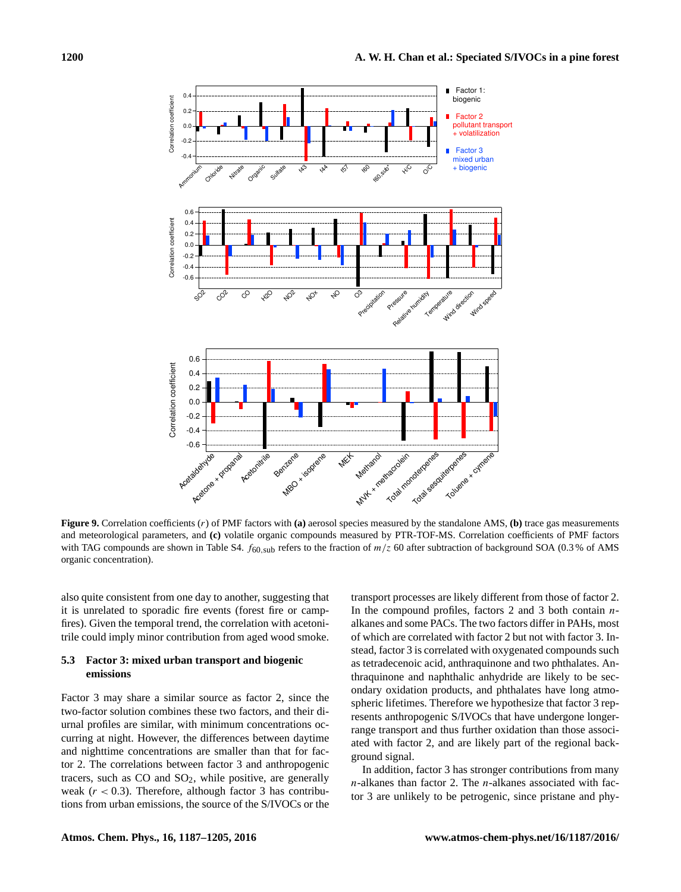**Figure 9.** Correlation coefficients ($r$) of PMF factors with **(a)** aerosol species measured by the standalone AMS, **(b)** trace gas measurements and meteorological parameters, and **(c)** volatile organic compounds measured by PTR-TOF-MS. Correlation coefficients of PMF factors with TAG compounds are shown in Table S4. $f_{60,\mathrm{sub}}$ refers to the fraction of $m/z$ 60 after subtraction of background SOA (0.3 % of AMS organic concentration).

also quite consistent from one day to another, suggesting that it is unrelated to sporadic fire events (forest fire or campfires). Given the temporal trend, the correlation with acetonitrile could imply minor contribution from aged wood smoke.

### 5.3 Factor 3: mixed urban transport and biogenic emissions

Factor 3 may share a similar source as factor 2, since the two-factor solution combines these two factors, and their diurnal profiles are similar, with minimum concentrations occurring at night. However, the differences between daytime and nighttime concentrations are smaller than that for factor 2. The correlations between factor 3 and anthropogenic tracers, such as CO and $SO_2$, while positive, are generally weak ($r < 0.3$). Therefore, although factor 3 has contributions from urban emissions, the source of the S/IVOCs or the transport processes are likely different from those of factor 2. In the compound profiles, factors 2 and 3 both contain $n$-alkanes and some PACs. The two factors differ in PAHs, most of which are correlated with factor 2 but not with factor 3. Instead, factor 3 is correlated with oxygenated compounds such as tetradecenoic acid, anthraquinone and two phthalates. Anthraquinone and naphthalic anhydride are likely to be secondary oxidation products, and phthalates have long atmospheric lifetimes. Therefore we hypothesize that factor 3 represents anthropogenic S/IVOCs that have undergone longer-range transport and thus further oxidation than those associated with factor 2, and are likely part of the regional background signal.

In addition, factor 3 has stronger contributions from many $n$-alkanes than factor 2. The $n$-alkanes associated with factor 3 are unlikely to be petrogenic, since pristane and phy-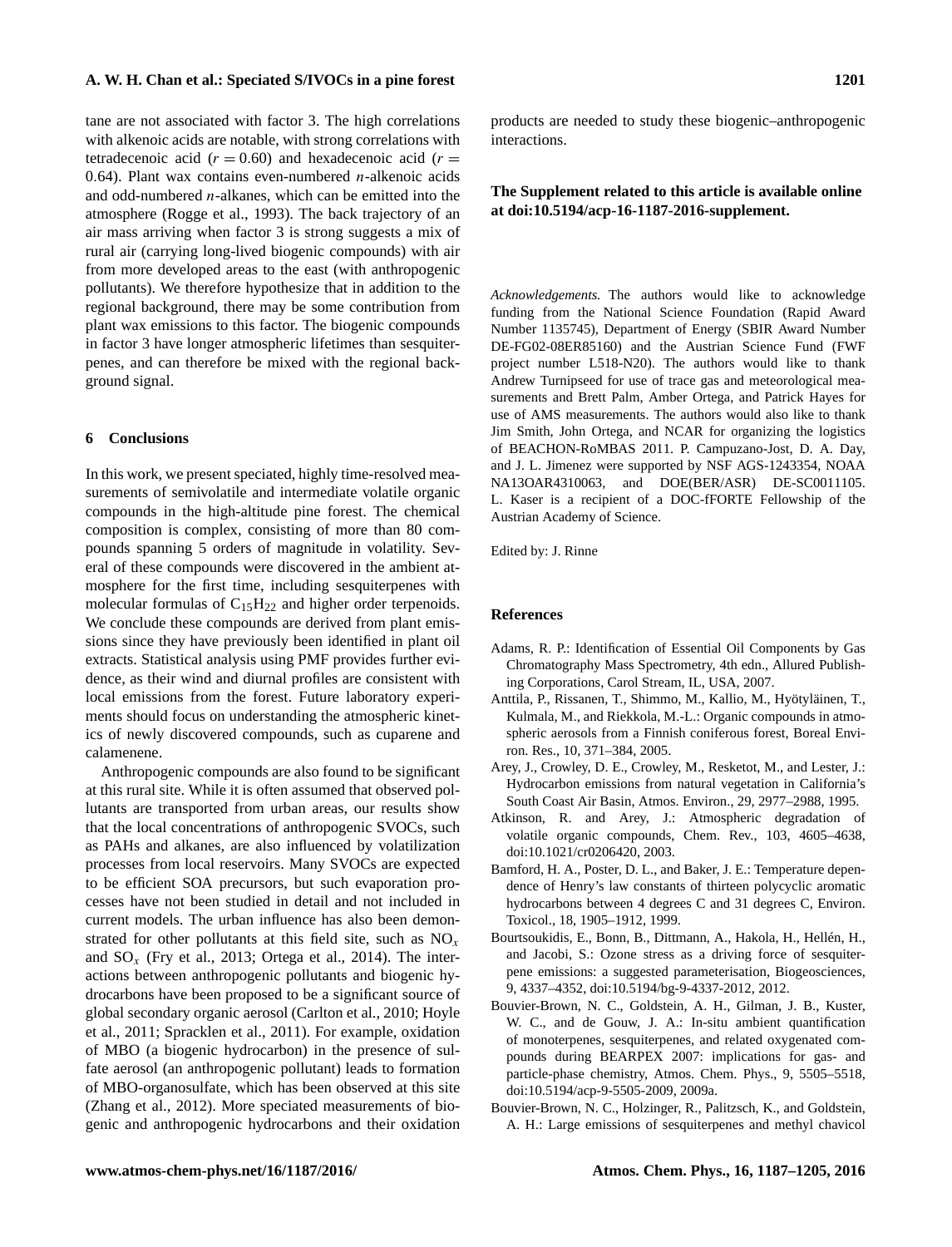tane are not associated with factor 3. The high correlations with alkenoic acids are notable, with strong correlations with tetradecenoic acid ($r = 0.60$) and hexadecenoic acid ($r = 0.64$). Plant wax contains even-numbered $n$-alkenoic acids and odd-numbered $n$-alkanes, which can be emitted into the atmosphere (Rogge et al., 1993). The back trajectory of an air mass arriving when factor 3 is strong suggests a mix of rural air (carrying long-lived biogenic compounds) with air from more developed areas to the east (with anthropogenic pollutants). We therefore hypothesize that in addition to the regional background, there may be some contribution from plant wax emissions to this factor. The biogenic compounds in factor 3 have longer atmospheric lifetimes than sesquiterpenes, and can therefore be mixed with the regional background signal.

## 6 Conclusions

In this work, we present speciated, highly time-resolved measurements of semivolatile and intermediate volatile organic compounds in the high-altitude pine forest. The chemical composition is complex, consisting of more than 80 compounds spanning 5 orders of magnitude in volatility. Several of these compounds were discovered in the ambient atmosphere for the first time, including sesquiterpenes with molecular formulas of $C_{15}H_{22}$ and higher order terpenoids. We conclude these compounds are derived from plant emissions since they have previously been identified in plant oil extracts. Statistical analysis using PMF provides further evidence, as their wind and diurnal profiles are consistent with local emissions from the forest. Future laboratory experiments should focus on understanding the atmospheric kinetics of newly discovered compounds, such as cuparene and calamenene.

Anthropogenic compounds are also found to be significant at this rural site. While it is often assumed that observed pollutants are transported from urban areas, our results show that the local concentrations of anthropogenic SVOCs, such as PAHs and alkanes, are also influenced by volatilization processes from local reservoirs. Many SVOCs are expected to be efficient SOA precursors, but such evaporation processes have not been studied in detail and not included in current models. The urban influence has also been demonstrated for other pollutants at this field site, such as $NO_x$ and $SO_x$ (Fry et al., 2013; Ortega et al., 2014). The interactions between anthropogenic pollutants and biogenic hydrocarbons have been proposed to be a significant source of global secondary organic aerosol (Carlton et al., 2010; Hoyle et al., 2011; Spracklen et al., 2011). For example, oxidation of MBO (a biogenic hydrocarbon) in the presence of sulfate aerosol (an anthropogenic pollutant) leads to formation of MBO-organosulfate, which has been observed at this site (Zhang et al., 2012). More speciated measurements of biogenic and anthropogenic hydrocarbons and their oxidation products are needed to study these biogenic–anthropogenic interactions.

**The Supplement related to this article is available online at doi:10.5194/acp-16-1187-2016-supplement.**

*Acknowledgements.* The authors would like to acknowledge funding from the National Science Foundation (Rapid Award Number 1135745), Department of Energy (SBIR Award Number DE-FG02-08ER85160) and the Austrian Science Fund (FWF project number L518-N20). The authors would like to thank Andrew Turnipseed for use of trace gas and meteorological measurements and Brett Palm, Amber Ortega, and Patrick Hayes for use of AMS measurements. The authors would also like to thank Jim Smith, John Ortega, and NCAR for organizing the logistics of BEACHON-RoMBAS 2011. P. Campuzano-Jost, D. A. Day, and J. L. Jimenez were supported by NSF AGS-1243354, NOAA NA13OAR4310063, and DOE(BER/ASR) DE-SC0011105. L. Kaser is a recipient of a DOC-fFORTE Fellowship of the Austrian Academy of Science.

Edited by: J. Rinne

## References

Adams, R. P.: Identification of Essential Oil Components by Gas Chromatography Mass Spectrometry, 4th edn., Allured Publishing Corporations, Carol Stream, IL, USA, 2007.

Anttila, P., Rissanen, T., Shimmo, M., Kallio, M., Hyötyläinen, T., Kulmala, M., and Riekkola, M.-L.: Organic compounds in atmospheric aerosols from a Finnish coniferous forest, Boreal Environ. Res., 10, 371–384, 2005.

Arey, J., Crowley, D. E., Crowley, M., Resketot, M., and Lester, J.: Hydrocarbon emissions from natural vegetation in California's South Coast Air Basin, Atmos. Environ., 29, 2977–2988, 1995.

Atkinson, R. and Arey, J.: Atmospheric degradation of volatile organic compounds, Chem. Rev., 103, 4605–4638, doi:10.1021/cr0206420, 2003.

Bamford, H. A., Poster, D. L., and Baker, J. E.: Temperature dependence of Henry's law constants of thirteen polycyclic aromatic hydrocarbons between 4 degrees C and 31 degrees C, Environ. Toxicol., 18, 1905–1912, 1999.

Bourtsoukidis, E., Bonn, B., Dittmann, A., Hakola, H., Hellén, H., and Jacobi, S.: Ozone stress as a driving force of sesquiterpene emissions: a suggested parameterisation, Biogeosciences, 9, 4337–4352, doi:10.5194/bg-9-4337-2012, 2012.

Bouvier-Brown, N. C., Goldstein, A. H., Gilman, J. B., Kuster, W. C., and de Gouw, J. A.: In-situ ambient quantification of monoterpenes, sesquiterpenes, and related oxygenated compounds during BEARPEX 2007: implications for gas- and particle-phase chemistry, Atmos. Chem. Phys., 9, 5505–5518, doi:10.5194/acp-9-5505-2009, 2009a.

Bouvier-Brown, N. C., Holzinger, R., Palitzsch, K., and Goldstein, A. H.: Large emissions of sesquiterpenes and methyl chavicol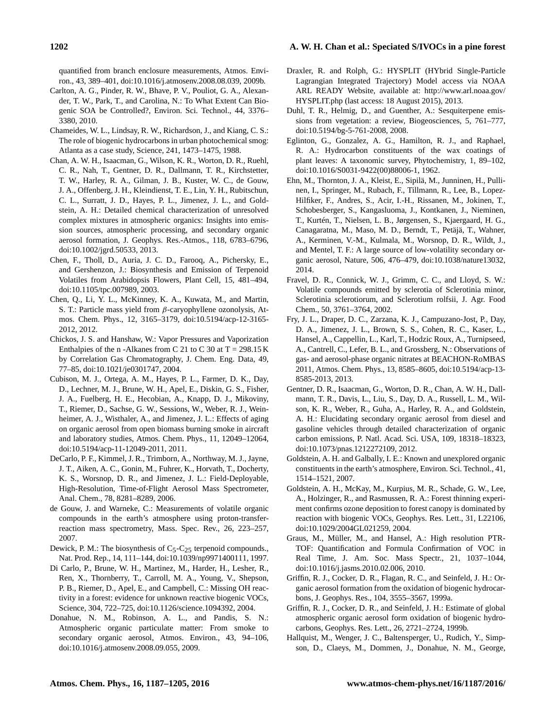quantified from branch enclosure measurements, Atmos. Environ., 43, 389–401, doi:10.1016/j.atmosenv.2008.08.039, 2009b.

Carlton, A. G., Pinder, R. W., Bhave, P. V., Pouliot, G. A., Alexander, T. W., Park, T., and Carolina, N.: To What Extent Can Biogenic SOA be Controlled?, Environ. Sci. Technol., 44, 3376–3380, 2010.

Chameides, W. L., Lindsay, R. W., Richardson, J., and Kiang, C. S.: The role of biogenic hydrocarbons in urban photochemical smog: Atlanta as a case study, Science, 241, 1473–1475, 1988.

Chan, A. W. H., Isaacman, G., Wilson, K. R., Worton, D. R., Ruehl, C. R., Nah, T., Gentner, D. R., Dallmann, T. R., Kirchstetter, T. W., Harley, R. A., Gilman, J. B., Kuster, W. C., de Gouw, J. A., Offenberg, J. H., Kleindienst, T. E., Lin, Y. H., Rubitschun, C. L., Surratt, J. D., Hayes, P. L., Jimenez, J. L., and Goldstein, A. H.: Detailed chemical characterization of unresolved complex mixtures in atmospheric organics: Insights into emission sources, atmospheric processing, and secondary organic aerosol formation, J. Geophys. Res.-Atmos., 118, 6783–6796, doi:10.1002/jgrd.50533, 2013.

Chen, F., Tholl, D., Auria, J. C. D., Farooq, A., Pichersky, E., and Gershenzon, J.: Biosynthesis and Emission of Terpenoid Volatiles from Arabidopsis Flowers, Plant Cell, 15, 481–494, doi:10.1105/tpc.007989, 2003.

Chen, Q., Li, Y. L., McKinney, K. A., Kuwata, M., and Martin, S. T.: Particle mass yield from $\beta$-caryophyllene ozonolysis, Atmos. Chem. Phys., 12, 3165–3179, doi:10.5194/acp-12-3165-2012, 2012.

Chickos, J. S. and Hanshaw, W.: Vapor Pressures and Vaporization Enthalpies of the n -Alkanes from C 21 to C 30 at T = 298.15 K by Correlation Gas Chromatography, J. Chem. Eng. Data, 49, 77–85, doi:10.1021/je0301747, 2004.

Cubison, M. J., Ortega, A. M., Hayes, P. L., Farmer, D. K., Day, D., Lechner, M. J., Brune, W. H., Apel, E., Diskin, G. S., Fisher, J. A., Fuelberg, H. E., Hecobian, A., Knapp, D. J., Mikoviny, T., Riemer, D., Sachse, G. W., Sessions, W., Weber, R. J., Weinheimer, A. J., Wisthaler, A., and Jimenez, J. L.: Effects of aging on organic aerosol from open biomass burning smoke in aircraft and laboratory studies, Atmos. Chem. Phys., 11, 12049–12064, doi:10.5194/acp-11-12049-2011, 2011.

DeCarlo, P. F., Kimmel, J. R., Trimborn, A., Northway, M. J., Jayne, J. T., Aiken, A. C., Gonin, M., Fuhrer, K., Horvath, T., Docherty, K. S., Worsnop, D. R., and Jimenez, J. L.: Field-Deployable, High-Resolution, Time-of-Flight Aerosol Mass Spectrometer, Anal. Chem., 78, 8281–8289, 2006.

de Gouw, J. and Warneke, C.: Measurements of volatile organic compounds in the earth's atmosphere using proton-transfer-reaction mass spectrometry, Mass. Spec. Rev., 26, 223–257, 2007.

Dewick, P. M.: The biosynthesis of $C_5$-$C_{25}$ terpenoid compounds., Nat. Prod. Rep., 14, 111–144, doi:10.1039/np9971400111, 1997.

Di Carlo, P., Brune, W. H., Martinez, M., Harder, H., Lesher, R., Ren, X., Thornberry, T., Carroll, M. A., Young, V., Shepson, P. B., Riemer, D., Apel, E., and Campbell, C.: Missing OH reactivity in a forest: evidence for unknown reactive biogenic VOCs, Science, 304, 722–725, doi:10.1126/science.1094392, 2004.

Donahue, N. M., Robinson, A. L., and Pandis, S. N.: Atmospheric organic particulate matter: From smoke to secondary organic aerosol, Atmos. Environ., 43, 94–106, doi:10.1016/j.atmosenv.2008.09.055, 2009.

Draxler, R. and Rolph, G.: HYSPLIT (HYbrid Single-Particle Lagrangian Integrated Trajectory) Model access via NOAA ARL READY Website, available at: http://www.arl.noaa.gov/HYSPLIT.php (last access: 18 August 2015), 2013.

Duhl, T. R., Helmig, D., and Guenther, A.: Sesquiterpene emissions from vegetation: a review, Biogeosciences, 5, 761–777, doi:10.5194/bg-5-761-2008, 2008.

Eglinton, G., Gonzalez, A. G., Hamilton, R. J., and Raphael, R. A.: Hydrocarbon constituents of the wax coatings of plant leaves: A taxonomic survey, Phytochemistry, 1, 89–102, doi:10.1016/S0031-9422(00)88006-1, 1962.

Ehn, M., Thornton, J. A., Kleist, E., Sipilä, M., Junninen, H., Pullinen, I., Springer, M., Rubach, F., Tillmann, R., Lee, B., Lopez-Hilfiker, F., Andres, S., Acir, I.-H., Rissanen, M., Jokinen, T., Schobesberger, S., Kangasluoma, J., Kontkanen, J., Nieminen, T., Kurtén, T., Nielsen, L. B., Jørgensen, S., Kjaergaard, H. G., Canagaratna, M., Maso, M. D., Berndt, T., Petäjä, T., Wahner, A., Kerminen, V.-M., Kulmala, M., Worsnop, D. R., Wildt, J., and Mentel, T. F.: A large source of low-volatility secondary organic aerosol, Nature, 506, 476–479, doi:10.1038/nature13032, 2014.

Fravel, D. R., Connick, W. J., Grimm, C. C., and Lloyd, S. W.: Volatile compounds emitted by sclerotia of Sclerotinia minor, Sclerotinia sclerotiorum, and Sclerotium rolfsii, J. Agr. Food Chem., 50, 3761–3764, 2002.

Fry, J. L., Draper, D. C., Zarzana, K. J., Campuzano-Jost, P., Day, D. A., Jimenez, J. L., Brown, S. S., Cohen, R. C., Kaser, L., Hansel, A., Cappellin, L., Karl, T., Hodzic Roux, A., Turnipseed, A., Cantrell, C., Lefer, B. L., and Grossberg, N.: Observations of gas- and aerosol-phase organic nitrates at BEACHON-RoMBAS 2011, Atmos. Chem. Phys., 13, 8585–8605, doi:10.5194/acp-13-8585-2013, 2013.

Gentner, D. R., Isaacman, G., Worton, D. R., Chan, A. W. H., Dallmann, T. R., Davis, L., Liu, S., Day, D. A., Russell, L. M., Wilson, K. R., Weber, R., Guha, A., Harley, R. A., and Goldstein, A. H.: Elucidating secondary organic aerosol from diesel and gasoline vehicles through detailed characterization of organic carbon emissions, P. Natl. Acad. Sci. USA, 109, 18318–18323, doi:10.1073/pnas.1212272109, 2012.

Goldstein, A. H. and Galbally, I. E.: Known and unexplored organic constituents in the earth's atmosphere, Environ. Sci. Technol., 41, 1514–1521, 2007.

Goldstein, A. H., McKay, M., Kurpius, M. R., Schade, G. W., Lee, A., Holzinger, R., and Rasmussen, R. A.: Forest thinning experiment confirms ozone deposition to forest canopy is dominated by reaction with biogenic VOCs, Geophys. Res. Lett., 31, L22106, doi:10.1029/2004GL021259, 2004.

Graus, M., Müller, M., and Hansel, A.: High resolution PTR-TOF: Quantification and Formula Confirmation of VOC in Real Time, J. Am. Soc. Mass Spectr., 21, 1037–1044, doi:10.1016/j.jasms.2010.02.006, 2010.

Griffin, R. J., Cocker, D. R., Flagan, R. C., and Seinfeld, J. H.: Organic aerosol formation from the oxidation of biogenic hydrocarbons, J. Geophys. Res., 104, 3555–3567, 1999a.

Griffin, R. J., Cocker, D. R., and Seinfeld, J. H.: Estimate of global atmospheric organic aerosol form oxidation of biogenic hydrocarbons, Geophys. Res. Lett., 26, 2721–2724, 1999b.

Hallquist, M., Wenger, J. C., Baltensperger, U., Rudich, Y., Simpson, D., Claeys, M., Dommen, J., Donahue, N. M., George,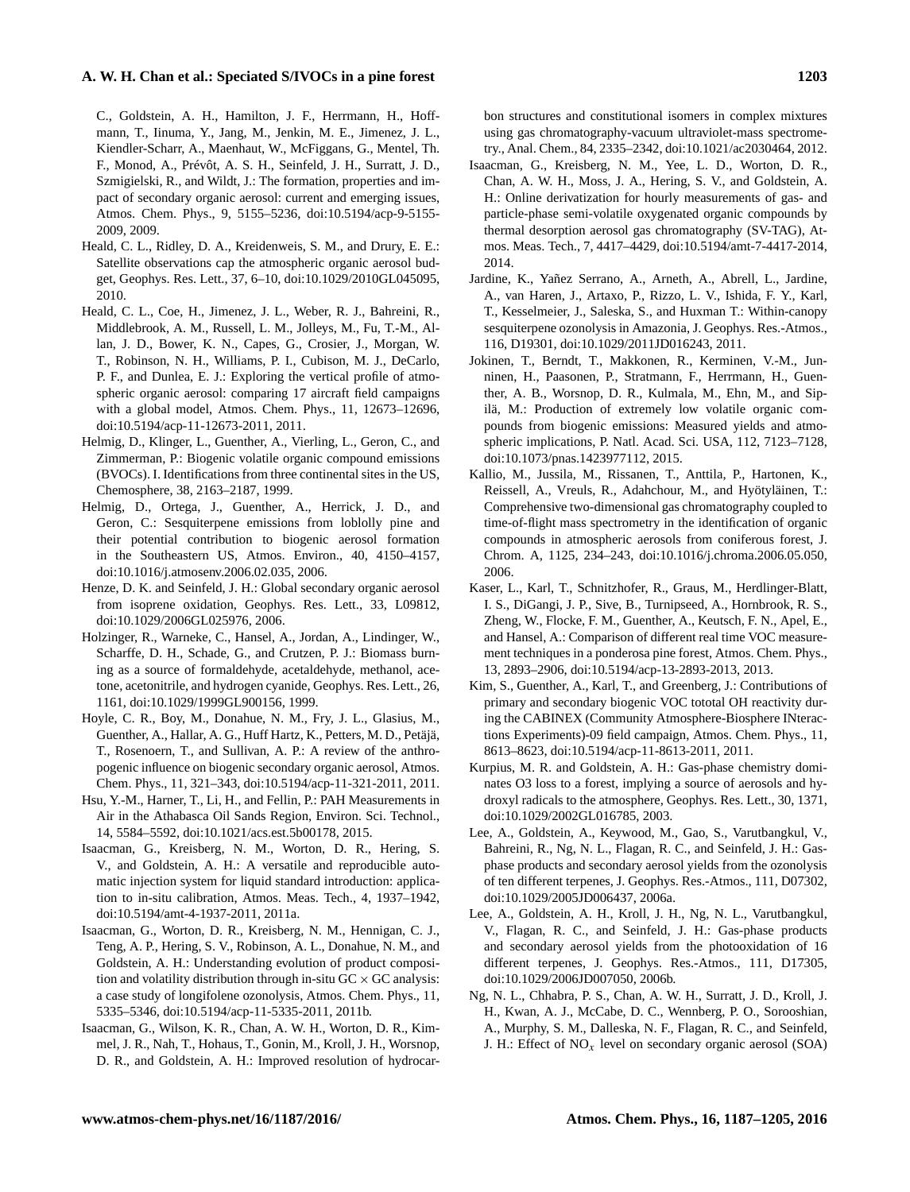C., Goldstein, A. H., Hamilton, J. F., Herrmann, H., Hoffmann, T., Iinuma, Y., Jang, M., Jenkin, M. E., Jimenez, J. L., Kiendler-Scharr, A., Maenhaut, W., McFiggans, G., Mentel, Th. F., Monod, A., Prévôt, A. S. H., Seinfeld, J. H., Surratt, J. D., Szmigielski, R., and Wildt, J.: The formation, properties and impact of secondary organic aerosol: current and emerging issues, Atmos. Chem. Phys., 9, 5155–5236, doi:10.5194/acp-9-5155-2009, 2009.

Heald, C. L., Ridley, D. A., Kreidenweis, S. M., and Drury, E. E.: Satellite observations cap the atmospheric organic aerosol budget, Geophys. Res. Lett., 37, 6–10, doi:10.1029/2010GL045095, 2010.

Heald, C. L., Coe, H., Jimenez, J. L., Weber, R. J., Bahreini, R., Middlebrook, A. M., Russell, L. M., Jolleys, M., Fu, T.-M., Allan, J. D., Bower, K. N., Capes, G., Crosier, J., Morgan, W. T., Robinson, N. H., Williams, P. I., Cubison, M. J., DeCarlo, P. F., and Dunlea, E. J.: Exploring the vertical profile of atmospheric organic aerosol: comparing 17 aircraft field campaigns with a global model, Atmos. Chem. Phys., 11, 12673–12696, doi:10.5194/acp-11-12673-2011, 2011.

Helmig, D., Klinger, L., Guenther, A., Vierling, L., Geron, C., and Zimmerman, P.: Biogenic volatile organic compound emissions (BVOCs). I. Identifications from three continental sites in the US, Chemosphere, 38, 2163–2187, 1999.

Helmig, D., Ortega, J., Guenther, A., Herrick, J. D., and Geron, C.: Sesquiterpene emissions from loblolly pine and their potential contribution to biogenic aerosol formation in the Southeastern US, Atmos. Environ., 40, 4150–4157, doi:10.1016/j.atmosenv.2006.02.035, 2006.

Henze, D. K. and Seinfeld, J. H.: Global secondary organic aerosol from isoprene oxidation, Geophys. Res. Lett., 33, L09812, doi:10.1029/2006GL025976, 2006.

Holzinger, R., Warneke, C., Hansel, A., Jordan, A., Lindinger, W., Scharffe, D. H., Schade, G., and Crutzen, P. J.: Biomass burning as a source of formaldehyde, acetaldehyde, methanol, acetone, acetonitrile, and hydrogen cyanide, Geophys. Res. Lett., 26, 1161, doi:10.1029/1999GL900156, 1999.

Hoyle, C. R., Boy, M., Donahue, N. M., Fry, J. L., Glasius, M., Guenther, A., Hallar, A. G., Huff Hartz, K., Petters, M. D., Petäjä, T., Rosenoern, T., and Sullivan, A. P.: A review of the anthropogenic influence on biogenic secondary organic aerosol, Atmos. Chem. Phys., 11, 321–343, doi:10.5194/acp-11-321-2011, 2011.

Hsu, Y.-M., Harner, T., Li, H., and Fellin, P.: PAH Measurements in Air in the Athabasca Oil Sands Region, Environ. Sci. Technol., 14, 5584–5592, doi:10.1021/acs.est.5b00178, 2015.

Isaacman, G., Kreisberg, N. M., Worton, D. R., Hering, S. V., and Goldstein, A. H.: A versatile and reproducible automatic injection system for liquid standard introduction: application to in-situ calibration, Atmos. Meas. Tech., 4, 1937–1942, doi:10.5194/amt-4-1937-2011, 2011a.

Isaacman, G., Worton, D. R., Kreisberg, N. M., Hennigan, C. J., Teng, A. P., Hering, S. V., Robinson, A. L., Donahue, N. M., and Goldstein, A. H.: Understanding evolution of product composition and volatility distribution through in-situ GC × GC analysis: a case study of longifolene ozonolysis, Atmos. Chem. Phys., 11, 5335–5346, doi:10.5194/acp-11-5335-2011, 2011b.

Isaacman, G., Wilson, K. R., Chan, A. W. H., Worton, D. R., Kimmel, J. R., Nah, T., Hohaus, T., Gonin, M., Kroll, J. H., Worsnop, D. R., and Goldstein, A. H.: Improved resolution of hydrocarbon structures and constitutional isomers in complex mixtures using gas chromatography-vacuum ultraviolet-mass spectrometry., Anal. Chem., 84, 2335–2342, doi:10.1021/ac2030464, 2012.

Isaacman, G., Kreisberg, N. M., Yee, L. D., Worton, D. R., Chan, A. W. H., Moss, J. A., Hering, S. V., and Goldstein, A. H.: Online derivatization for hourly measurements of gas- and particle-phase semi-volatile oxygenated organic compounds by thermal desorption aerosol gas chromatography (SV-TAG), Atmos. Meas. Tech., 7, 4417–4429, doi:10.5194/amt-7-4417-2014, 2014.

Jardine, K., Yañez Serrano, A., Arneth, A., Abrell, L., Jardine, A., van Haren, J., Artaxo, P., Rizzo, L. V., Ishida, F. Y., Karl, T., Kesselmeier, J., Saleska, S., and Huxman T.: Within-canopy sesquiterpene ozonolysis in Amazonia, J. Geophys. Res.-Atmos., 116, D19301, doi:10.1029/2011JD016243, 2011.

Jokinen, T., Berndt, T., Makkonen, R., Kerminen, V.-M., Junninen, H., Paasonen, P., Stratmann, F., Herrmann, H., Guenther, A. B., Worsnop, D. R., Kulmala, M., Ehn, M., and Sipilä, M.: Production of extremely low volatile organic compounds from biogenic emissions: Measured yields and atmospheric implications, P. Natl. Acad. Sci. USA, 112, 7123–7128, doi:10.1073/pnas.1423977112, 2015.

Kallio, M., Jussila, M., Rissanen, T., Anttila, P., Hartonen, K., Reissell, A., Vreuls, R., Adahchour, M., and Hyötyläinen, T.: Comprehensive two-dimensional gas chromatography coupled to time-of-flight mass spectrometry in the identification of organic compounds in atmospheric aerosols from coniferous forest, J. Chrom. A, 1125, 234–243, doi:10.1016/j.chroma.2006.05.050, 2006.

Kaser, L., Karl, T., Schnitzhofer, R., Graus, M., Herdlinger-Blatt, I. S., DiGangi, J. P., Sive, B., Turnipseed, A., Hornbrook, R. S., Zheng, W., Flocke, F. M., Guenther, A., Keutsch, F. N., Apel, E., and Hansel, A.: Comparison of different real time VOC measurement techniques in a ponderosa pine forest, Atmos. Chem. Phys., 13, 2893–2906, doi:10.5194/acp-13-2893-2013, 2013.

Kim, S., Guenther, A., Karl, T., and Greenberg, J.: Contributions of primary and secondary biogenic VOC tototal OH reactivity during the CABINEX (Community Atmosphere-Biosphere INteractions Experiments)-09 field campaign, Atmos. Chem. Phys., 11, 8613–8623, doi:10.5194/acp-11-8613-2011, 2011.

Kurpius, M. R. and Goldstein, A. H.: Gas-phase chemistry dominates O3 loss to a forest, implying a source of aerosols and hydroxyl radicals to the atmosphere, Geophys. Res. Lett., 30, 1371, doi:10.1029/2002GL016785, 2003.

Lee, A., Goldstein, A., Keywood, M., Gao, S., Varutbangkul, V., Bahreini, R., Ng, N. L., Flagan, R. C., and Seinfeld, J. H.: Gas-phase products and secondary aerosol yields from the ozonolysis of ten different terpenes, J. Geophys. Res.-Atmos., 111, D07302, doi:10.1029/2005JD006437, 2006a.

Lee, A., Goldstein, A. H., Kroll, J. H., Ng, N. L., Varutbangkul, V., Flagan, R. C., and Seinfeld, J. H.: Gas-phase products and secondary aerosol yields from the photooxidation of 16 different terpenes, J. Geophys. Res.-Atmos., 111, D17305, doi:10.1029/2006JD007050, 2006b.

Ng, N. L., Chhabra, P. S., Chan, A. W. H., Surratt, J. D., Kroll, J. H., Kwan, A. J., McCabe, D. C., Wennberg, P. O., Sorooshian, A., Murphy, S. M., Dalleska, N. F., Flagan, R. C., and Seinfeld, J. H.: Effect of $NO_x$ level on secondary organic aerosol (SOA)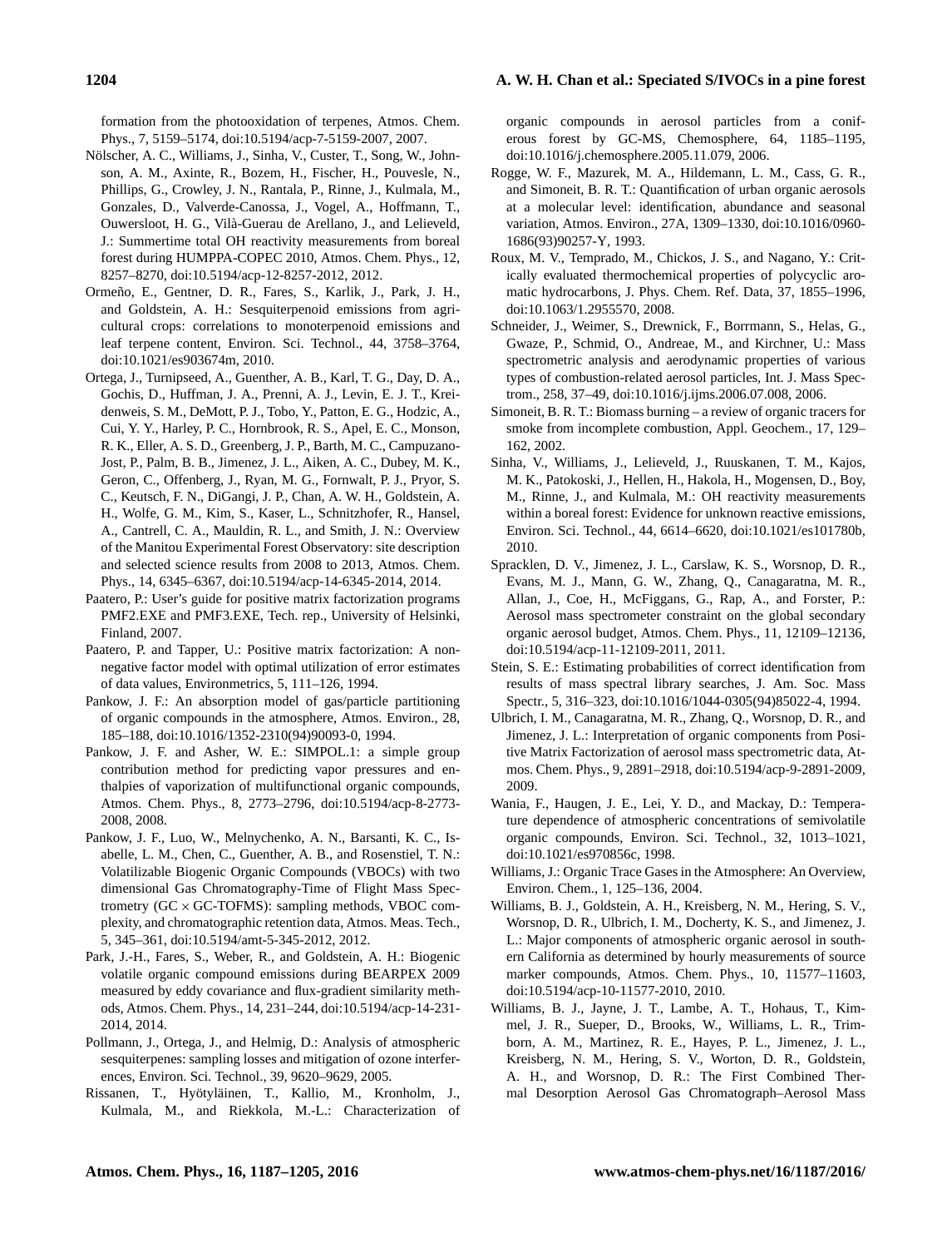formation from the photooxidation of terpenes, Atmos. Chem. Phys., 7, 5159–5174, doi:10.5194/acp-7-5159-2007, 2007.

Nölscher, A. C., Williams, J., Sinha, V., Custer, T., Song, W., Johnson, A. M., Axinte, R., Bozem, H., Fischer, H., Pouvesle, N., Phillips, G., Crowley, J. N., Rantala, P., Rinne, J., Kulmala, M., Gonzales, D., Valverde-Canossa, J., Vogel, A., Hoffmann, T., Ouwersloot, H. G., Vilà-Guerau de Arellano, J., and Lelieveld, J.: Summertime total OH reactivity measurements from boreal forest during HUMPPA-COPEC 2010, Atmos. Chem. Phys., 12, 8257–8270, doi:10.5194/acp-12-8257-2012, 2012.

Ormeño, E., Gentner, D. R., Fares, S., Karlik, J., Park, J. H., and Goldstein, A. H.: Sesquiterpenoid emissions from agricultural crops: correlations to monoterpenoid emissions and leaf terpene content, Environ. Sci. Technol., 44, 3758–3764, doi:10.1021/es903674m, 2010.

Ortega, J., Turnipseed, A., Guenther, A. B., Karl, T. G., Day, D. A., Gochis, D., Huffman, J. A., Prenni, A. J., Levin, E. J. T., Kreidenweis, S. M., DeMott, P. J., Tobo, Y., Patton, E. G., Hodzic, A., Cui, Y. Y., Harley, P. C., Hornbrook, R. S., Apel, E. C., Monson, R. K., Eller, A. S. D., Greenberg, J. P., Barth, M. C., Campuzano-Jost, P., Palm, B. B., Jimenez, J. L., Aiken, A. C., Dubey, M. K., Geron, C., Offenberg, J., Ryan, M. G., Fornwalt, P. J., Pryor, S. C., Keutsch, F. N., DiGangi, J. P., Chan, A. W. H., Goldstein, A. H., Wolfe, G. M., Kim, S., Kaser, L., Schnitzhofer, R., Hansel, A., Cantrell, C. A., Mauldin, R. L., and Smith, J. N.: Overview of the Manitou Experimental Forest Observatory: site description and selected science results from 2008 to 2013, Atmos. Chem. Phys., 14, 6345–6367, doi:10.5194/acp-14-6345-2014, 2014.

Paatero, P.: User's guide for positive matrix factorization programs PMF2.EXE and PMF3.EXE, Tech. rep., University of Helsinki, Finland, 2007.

Paatero, P. and Tapper, U.: Positive matrix factorization: A non-negative factor model with optimal utilization of error estimates of data values, Environmetrics, 5, 111–126, 1994.

Pankow, J. F.: An absorption model of gas/particle partitioning of organic compounds in the atmosphere, Atmos. Environ., 28, 185–188, doi:10.1016/1352-2310(94)90093-0, 1994.

Pankow, J. F. and Asher, W. E.: SIMPOL.1: a simple group contribution method for predicting vapor pressures and enthalpies of vaporization of multifunctional organic compounds, Atmos. Chem. Phys., 8, 2773–2796, doi:10.5194/acp-8-2773-2008, 2008.

Pankow, J. F., Luo, W., Melnychenko, A. N., Barsanti, K. C., Isabelle, L. M., Chen, C., Guenther, A. B., and Rosenstiel, T. N.: Volatilizable Biogenic Organic Compounds (VBOCs) with two dimensional Gas Chromatography-Time of Flight Mass Spectrometry (GC × GC-TOFMS): sampling methods, VBOC complexity, and chromatographic retention data, Atmos. Meas. Tech., 5, 345–361, doi:10.5194/amt-5-345-2012, 2012.

Park, J.-H., Fares, S., Weber, R., and Goldstein, A. H.: Biogenic volatile organic compound emissions during BEARPEX 2009 measured by eddy covariance and flux-gradient similarity methods, Atmos. Chem. Phys., 14, 231–244, doi:10.5194/acp-14-231-2014, 2014.

Pollmann, J., Ortega, J., and Helmig, D.: Analysis of atmospheric sesquiterpenes: sampling losses and mitigation of ozone interferences, Environ. Sci. Technol., 39, 9620–9629, 2005.

Rissanen, T., Hyötyläinen, T., Kallio, M., Kronholm, J., Kulmala, M., and Riekkola, M.-L.: Characterization of organic compounds in aerosol particles from a coniferous forest by GC-MS, Chemosphere, 64, 1185–1195, doi:10.1016/j.chemosphere.2005.11.079, 2006.

Rogge, W. F., Mazurek, M. A., Hildemann, L. M., Cass, G. R., and Simoneit, B. R. T.: Quantification of urban organic aerosols at a molecular level: identification, abundance and seasonal variation, Atmos. Environ., 27A, 1309–1330, doi:10.1016/0960-1686(93)90257-Y, 1993.

Roux, M. V., Temprado, M., Chickos, J. S., and Nagano, Y.: Critically evaluated thermochemical properties of polycyclic aromatic hydrocarbons, J. Phys. Chem. Ref. Data, 37, 1855–1996, doi:10.1063/1.2955570, 2008.

Schneider, J., Weimer, S., Drewnick, F., Borrmann, S., Helas, G., Gwaze, P., Schmid, O., Andreae, M., and Kirchner, U.: Mass spectrometric analysis and aerodynamic properties of various types of combustion-related aerosol particles, Int. J. Mass Spectrom., 258, 37–49, doi:10.1016/j.ijms.2006.07.008, 2006.

Simoneit, B. R. T.: Biomass burning – a review of organic tracers for smoke from incomplete combustion, Appl. Geochem., 17, 129–162, 2002.

Sinha, V., Williams, J., Lelieveld, J., Ruuskanen, T. M., Kajos, M. K., Patokoski, J., Hellen, H., Hakola, H., Mogensen, D., Boy, M., Rinne, J., and Kulmala, M.: OH reactivity measurements within a boreal forest: Evidence for unknown reactive emissions, Environ. Sci. Technol., 44, 6614–6620, doi:10.1021/es101780b, 2010.

Spracklen, D. V., Jimenez, J. L., Carslaw, K. S., Worsnop, D. R., Evans, M. J., Mann, G. W., Zhang, Q., Canagaratna, M. R., Allan, J., Coe, H., McFiggans, G., Rap, A., and Forster, P.: Aerosol mass spectrometer constraint on the global secondary organic aerosol budget, Atmos. Chem. Phys., 11, 12109–12136, doi:10.5194/acp-11-12109-2011, 2011.

Stein, S. E.: Estimating probabilities of correct identification from results of mass spectral library searches, J. Am. Soc. Mass Spectr., 5, 316–323, doi:10.1016/1044-0305(94)85022-4, 1994.

Ulbrich, I. M., Canagaratna, M. R., Zhang, Q., Worsnop, D. R., and Jimenez, J. L.: Interpretation of organic components from Positive Matrix Factorization of aerosol mass spectrometric data, Atmos. Chem. Phys., 9, 2891–2918, doi:10.5194/acp-9-2891-2009, 2009.

Wania, F., Haugen, J. E., Lei, Y. D., and Mackay, D.: Temperature dependence of atmospheric concentrations of semivolatile organic compounds, Environ. Sci. Technol., 32, 1013–1021, doi:10.1021/es970856c, 1998.

Williams, J.: Organic Trace Gases in the Atmosphere: An Overview, Environ. Chem., 1, 125–136, 2004.

Williams, B. J., Goldstein, A. H., Kreisberg, N. M., Hering, S. V., Worsnop, D. R., Ulbrich, I. M., Docherty, K. S., and Jimenez, J. L.: Major components of atmospheric organic aerosol in southern California as determined by hourly measurements of source marker compounds, Atmos. Chem. Phys., 10, 11577–11603, doi:10.5194/acp-10-11577-2010, 2010.

Williams, B. J., Jayne, J. T., Lambe, A. T., Hohaus, T., Kimmel, J. R., Sueper, D., Brooks, W., Williams, L. R., Trimborn, A. M., Martinez, R. E., Hayes, P. L., Jimenez, J. L., Kreisberg, N. M., Hering, S. V., Worton, D. R., Goldstein, A. H., and Worsnop, D. R.: The First Combined Thermal Desorption Aerosol Gas Chromatograph–Aerosol Mass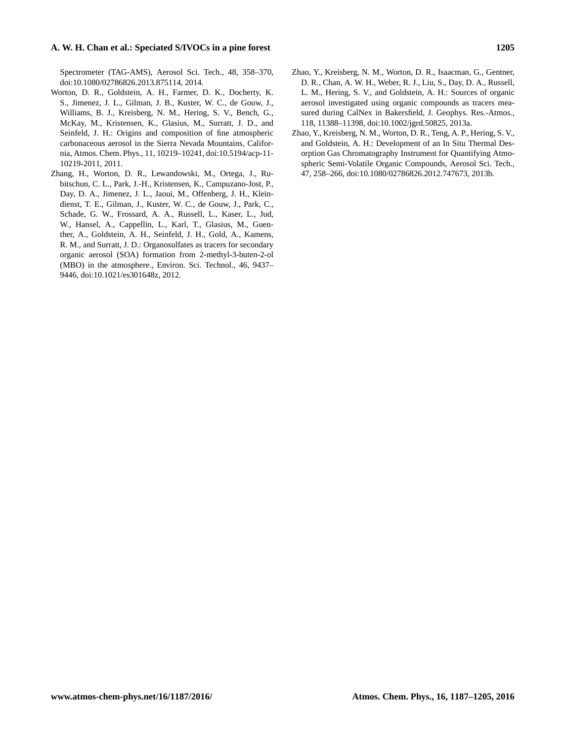Spectrometer (TAG-AMS), Aerosol Sci. Tech., 48, 358–370, doi:10.1080/02786826.2013.875114, 2014.

Worton, D. R., Goldstein, A. H., Farmer, D. K., Docherty, K. S., Jimenez, J. L., Gilman, J. B., Kuster, W. C., de Gouw, J., Williams, B. J., Kreisberg, N. M., Hering, S. V., Bench, G., McKay, M., Kristensen, K., Glasius, M., Surratt, J. D., and Seinfeld, J. H.: Origins and composition of fine atmospheric carbonaceous aerosol in the Sierra Nevada Mountains, California, Atmos. Chem. Phys., 11, 10219–10241, doi:10.5194/acp-11-10219-2011, 2011.

Zhang, H., Worton, D. R., Lewandowski, M., Ortega, J., Rubitschun, C. L., Park, J.-H., Kristensen, K., Campuzano-Jost, P., Day, D. A., Jimenez, J. L., Jaoui, M., Offenberg, J. H., Kleindienst, T. E., Gilman, J., Kuster, W. C., de Gouw, J., Park, C., Schade, G. W., Frossard, A. A., Russell, L., Kaser, L., Jud, W., Hansel, A., Cappellin, L., Karl, T., Glasius, M., Guenther, A., Goldstein, A. H., Seinfeld, J. H., Gold, A., Kamens, R. M., and Surratt, J. D.: Organosulfates as tracers for secondary organic aerosol (SOA) formation from 2-methyl-3-buten-2-ol (MBO) in the atmosphere., Environ. Sci. Technol., 46, 9437–9446, doi:10.1021/es301648z, 2012.

Zhao, Y., Kreisberg, N. M., Worton, D. R., Isaacman, G., Gentner, D. R., Chan, A. W. H., Weber, R. J., Liu, S., Day, D. A., Russell, L. M., Hering, S. V., and Goldstein, A. H.: Sources of organic aerosol investigated using organic compounds as tracers measured during CalNex in Bakersfield, J. Geophys. Res.-Atmos., 118, 11388–11398, doi:10.1002/jgrd.50825, 2013a.

Zhao, Y., Kreisberg, N. M., Worton, D. R., Teng, A. P., Hering, S. V., and Goldstein, A. H.: Development of an In Situ Thermal Desorption Gas Chromatography Instrument for Quantifying Atmospheric Semi-Volatile Organic Compounds, Aerosol Sci. Tech., 47, 258–266, doi:10.1080/02786826.2012.747673, 2013b.